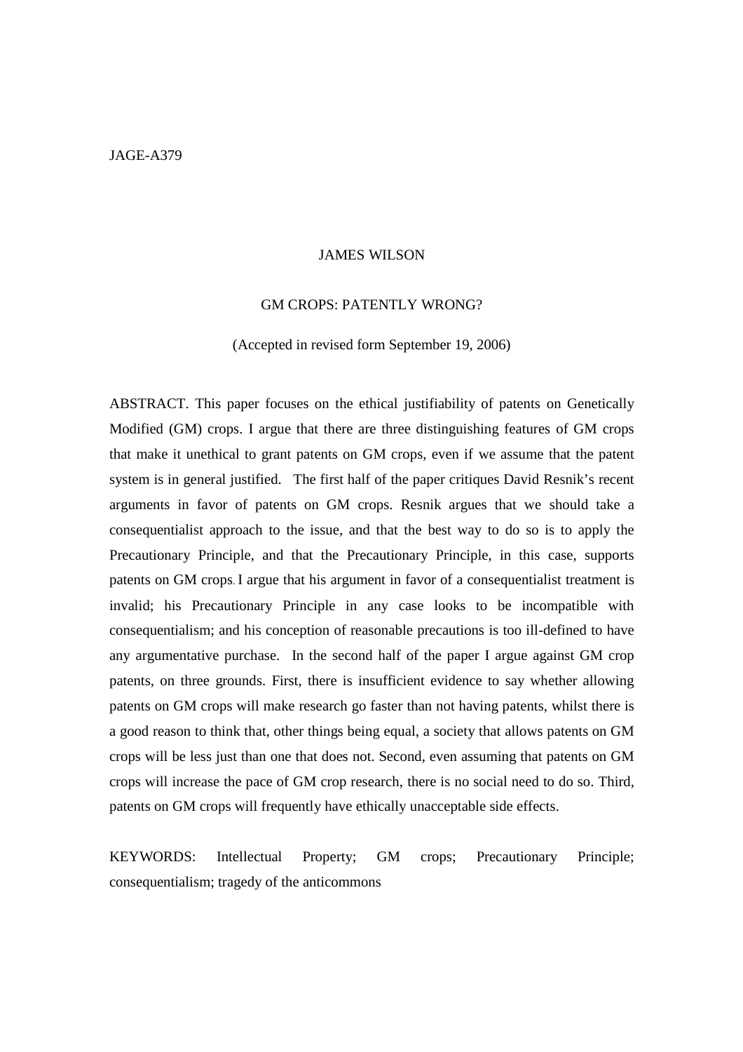JAGE-A379

JAMES WILSON

# GM CROPS: PATENTLY WRONG?

(Accepted in revised form September 19, 2006)

ABSTRACT. This paper focuses on the ethical justifiability of patents on Genetically Modified (GM) crops. I argue that there are three distinguishing features of GM crops that make it unethical to grant patents on GM crops, even if we assume that the patent system is in general justified. The first half of the paper critiques David Resnik's recent arguments in favor of patents on GM crops. Resnik argues that we should take a consequentialist approach to the issue, and that the best way to do so is to apply the Precautionary Principle, and that the Precautionary Principle, in this case, supports patents on GM crops. I argue that his argument in favor of a consequentialist treatment is invalid; his Precautionary Principle in any case looks to be incompatible with consequentialism; and his conception of reasonable precautions is too ill-defined to have any argumentative purchase. In the second half of the paper I argue against GM crop patents, on three grounds. First, there is insufficient evidence to say whether allowing patents on GM crops will make research go faster than not having patents, whilst there is a good reason to think that, other things being equal, a society that allows patents on GM crops will be less just than one that does not. Second, even assuming that patents on GM crops will increase the pace of GM crop research, there is no social need to do so. Third, patents on GM crops will frequently have ethically unacceptable side effects.

KEYWORDS: Intellectual Property; GM crops; Precautionary Principle; consequentialism; tragedy of the anticommons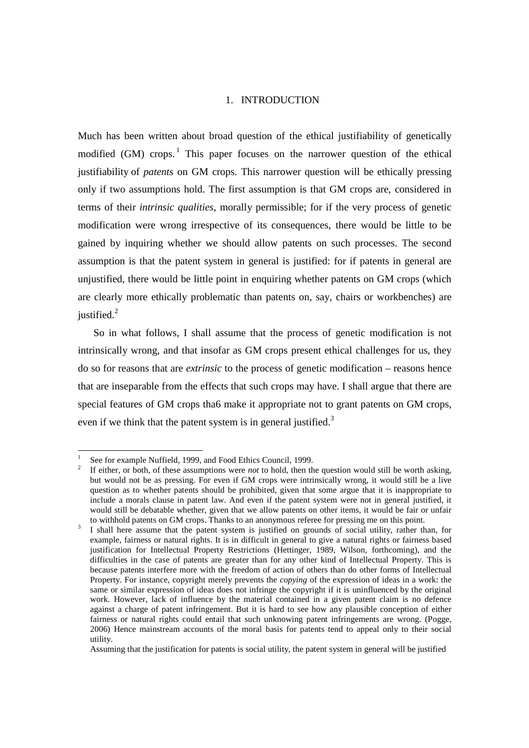# 1. INTRODUCTION

Much has been written about broad question of the ethical justifiability of genetically modified (GM) crops.[1] This paper focuses on the narrower question of the ethical justifiability of *patents* on GM crops. This narrower question will be ethically pressing only if two assumptions hold. The first assumption is that GM crops are, considered in terms of their *intrinsic qualities*, morally permissible; for if the very process of genetic modification were wrong irrespective of its consequences, there would be little to be gained by inquiring whether we should allow patents on such processes. The second assumption is that the patent system in general is justified: for if patents in general are unjustified, there would be little point in enquiring whether patents on GM crops (which are clearly more ethically problematic than patents on, say, chairs or workbenches) are justified.[2]

So in what follows, I shall assume that the process of genetic modification is not intrinsically wrong, and that insofar as GM crops present ethical challenges for us, they do so for reasons that are *extrinsic* to the process of genetic modification – reasons hence that are inseparable from the effects that such crops may have. I shall argue that there are special features of GM crops tha6 make it appropriate not to grant patents on GM crops, even if we think that the patent system is in general justified.[3]

---

[1] See for example Nuffield, 1999, and Food Ethics Council, 1999.

[2] If either, or both, of these assumptions were *not* to hold, then the question would still be worth asking, but would not be as pressing. For even if GM crops were intrinsically wrong, it would still be a live question as to whether patents should be prohibited, given that some argue that it is inappropriate to include a morals clause in patent law. And even if the patent system were not in general justified, it would still be debatable whether, given that we allow patents on other items, it would be fair or unfair to withhold patents on GM crops. Thanks to an anonymous referee for pressing me on this point.

[3] I shall here assume that the patent system is justified on grounds of social utility, rather than, for example, fairness or natural rights. It is in difficult in general to give a natural rights or fairness based justification for Intellectual Property Restrictions (Hettinger, 1989, Wilson, forthcoming), and the difficulties in the case of patents are greater than for any other kind of Intellectual Property. This is because patents interfere more with the freedom of action of others than do other forms of Intellectual Property. For instance, copyright merely prevents the *copying* of the expression of ideas in a work: the same or similar expression of ideas does not infringe the copyright if it is uninfluenced by the original work. However, lack of influence by the material contained in a given patent claim is no defence against a charge of patent infringement. But it is hard to see how any plausible conception of either fairness or natural rights could entail that such unknowing patent infringements are wrong. (Pogge, 2006) Hence mainstream accounts of the moral basis for patents tend to appeal only to their social utility.

Assuming that the justification for patents is social utility, the patent system in general will be justified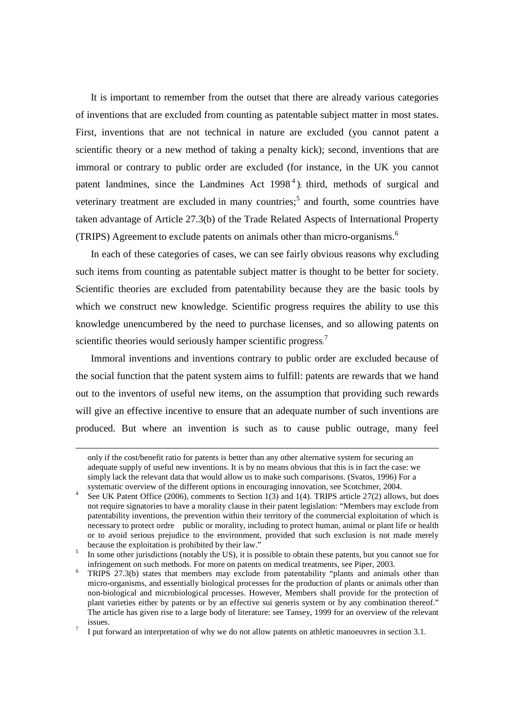It is important to remember from the outset that there are already various categories of inventions that are excluded from counting as patentable subject matter in most states. First, inventions that are not technical in nature are excluded (you cannot patent a scientific theory or a new method of taking a penalty kick); second, inventions that are immoral or contrary to public order are excluded (for instance, in the UK you cannot patent landmines, since the Landmines Act 1998[4]); third, methods of surgical and veterinary treatment are excluded in many countries;[5] and fourth, some countries have taken advantage of Article 27.3(b) of the Trade Related Aspects of International Property (TRIPS) Agreement to exclude patents on animals other than micro-organisms.[6]

In each of these categories of cases, we can see fairly obvious reasons why excluding such items from counting as patentable subject matter is thought to be better for society. Scientific theories are excluded from patentability because they are the basic tools by which we construct new knowledge. Scientific progress requires the ability to use this knowledge unencumbered by the need to purchase licenses, and so allowing patents on scientific theories would seriously hamper scientific progress.[7]

Immoral inventions and inventions contrary to public order are excluded because of the social function that the patent system aims to fulfill: patents are rewards that we hand out to the inventors of useful new items, on the assumption that providing such rewards will give an effective incentive to ensure that an adequate number of such inventions are produced. But where an invention is such as to cause public outrage, many feel

---

only if the cost/benefit ratio for patents is better than any other alternative system for securing an adequate supply of useful new inventions. It is by no means obvious that this is in fact the case: we simply lack the relevant data that would allow us to make such comparisons. (Svatos, 1996) For a systematic overview of the different options in encouraging innovation, see Scotchmer, 2004.

[4] See UK Patent Office (2006), comments to Section 1(3) and 1(4). TRIPS article 27(2) allows, but does not require signatories to have a morality clause in their patent legislation: "Members may exclude from patentability inventions, the prevention within their territory of the commercial exploitation of which is necessary to protect ordre public or morality, including to protect human, animal or plant life or health or to avoid serious prejudice to the environment, provided that such exclusion is not made merely because the exploitation is prohibited by their law."

[5] In some other jurisdictions (notably the US), it is possible to obtain these patents, but you cannot sue for infringement on such methods. For more on patents on medical treatments, see Piper, 2003.

[6] TRIPS 27.3(b) states that members may exclude from patentability "plants and animals other than micro-organisms, and essentially biological processes for the production of plants or animals other than non-biological and microbiological processes. However, Members shall provide for the protection of plant varieties either by patents or by an effective sui generis system or by any combination thereof." The article has given rise to a large body of literature: see Tansey, 1999 for an overview of the relevant issues.

[7] I put forward an interpretation of why we do not allow patents on athletic manoeuvres in section 3.1.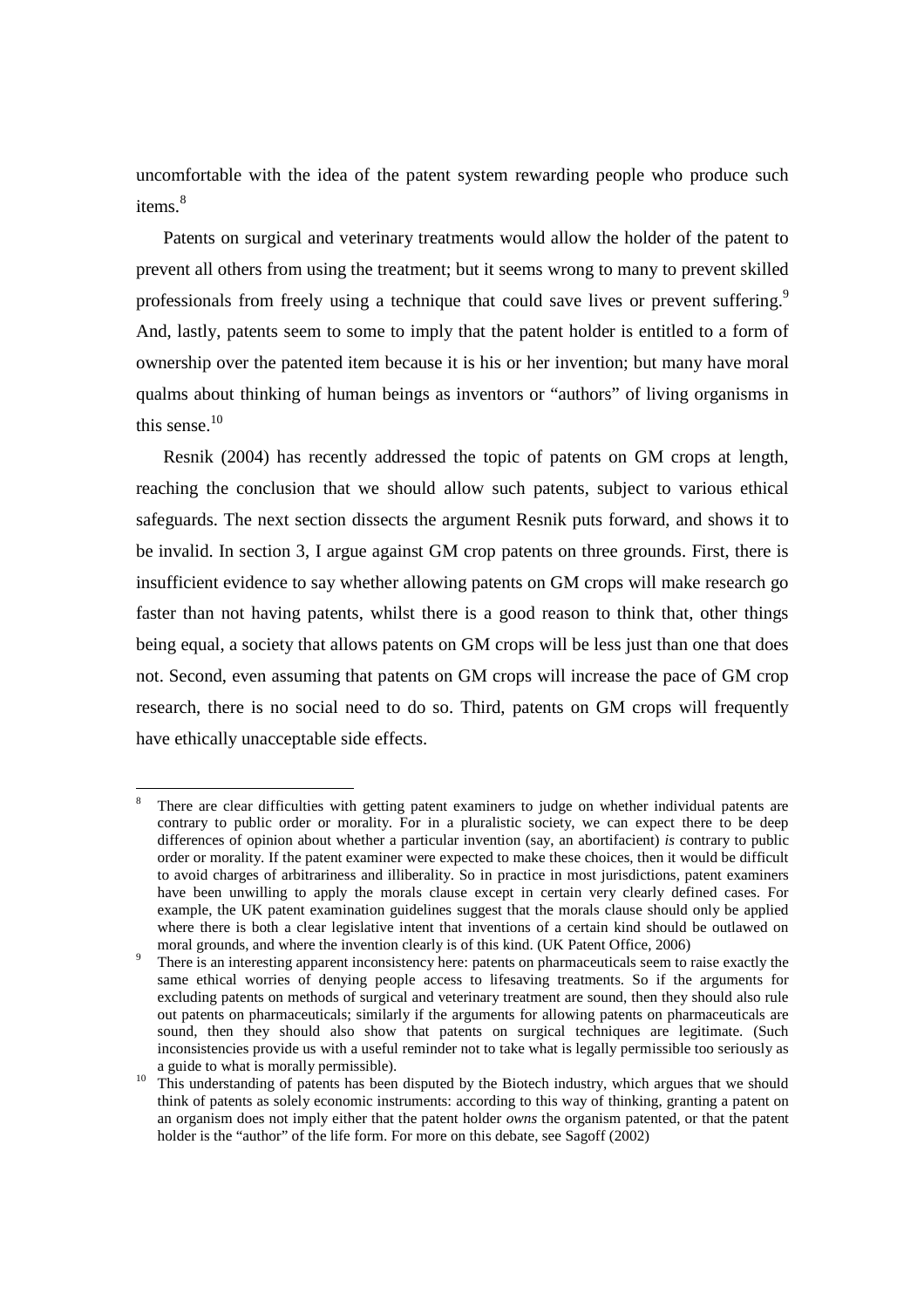uncomfortable with the idea of the patent system rewarding people who produce such items.[8]

Patents on surgical and veterinary treatments would allow the holder of the patent to prevent all others from using the treatment; but it seems wrong to many to prevent skilled professionals from freely using a technique that could save lives or prevent suffering.[9] And, lastly, patents seem to some to imply that the patent holder is entitled to a form of ownership over the patented item because it is his or her invention; but many have moral qualms about thinking of human beings as inventors or "authors" of living organisms in this sense.[10]

Resnik (2004) has recently addressed the topic of patents on GM crops at length, reaching the conclusion that we should allow such patents, subject to various ethical safeguards. The next section dissects the argument Resnik puts forward, and shows it to be invalid. In section 3, I argue against GM crop patents on three grounds. First, there is insufficient evidence to say whether allowing patents on GM crops will make research go faster than not having patents, whilst there is a good reason to think that, other things being equal, a society that allows patents on GM crops will be less just than one that does not. Second, even assuming that patents on GM crops will increase the pace of GM crop research, there is no social need to do so. Third, patents on GM crops will frequently have ethically unacceptable side effects.

---

[8] There are clear difficulties with getting patent examiners to judge on whether individual patents are contrary to public order or morality. For in a pluralistic society, we can expect there to be deep differences of opinion about whether a particular invention (say, an abortifacient) *is* contrary to public order or morality. If the patent examiner were expected to make these choices, then it would be difficult to avoid charges of arbitrariness and illiberality. So in practice in most jurisdictions, patent examiners have been unwilling to apply the morals clause except in certain very clearly defined cases. For example, the UK patent examination guidelines suggest that the morals clause should only be applied where there is both a clear legislative intent that inventions of a certain kind should be outlawed on moral grounds, and where the invention clearly is of this kind. (UK Patent Office, 2006)

[9] There is an interesting apparent inconsistency here: patents on pharmaceuticals seem to raise exactly the same ethical worries of denying people access to lifesaving treatments. So if the arguments for excluding patents on methods of surgical and veterinary treatment are sound, then they should also rule out patents on pharmaceuticals; similarly if the arguments for allowing patents on pharmaceuticals are sound, then they should also show that patents on surgical techniques are legitimate. (Such inconsistencies provide us with a useful reminder not to take what is legally permissible too seriously as a guide to what is morally permissible).

[10] This understanding of patents has been disputed by the Biotech industry, which argues that we should think of patents as solely economic instruments: according to this way of thinking, granting a patent on an organism does not imply either that the patent holder *owns* the organism patented, or that the patent holder is the "author" of the life form. For more on this debate, see Sagoff (2002)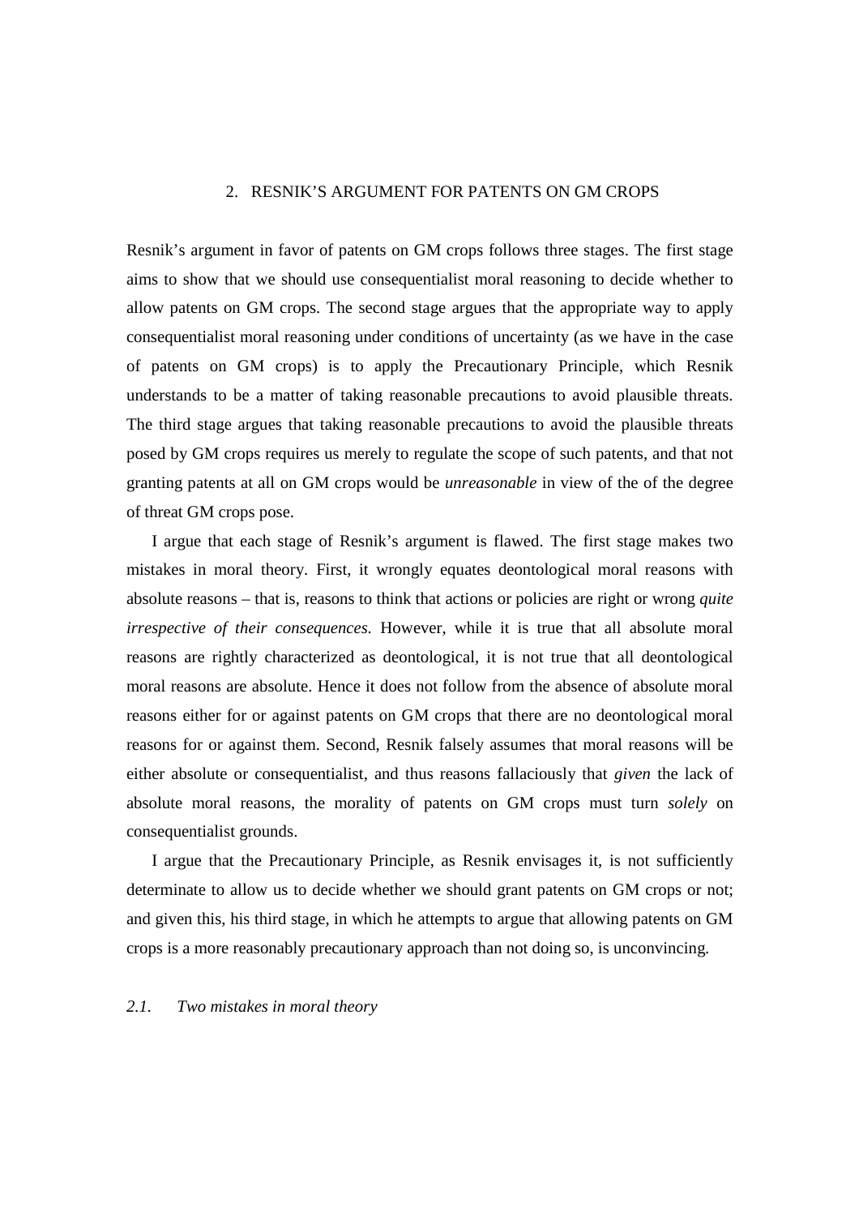## 2. RESNIK'S ARGUMENT FOR PATENTS ON GM CROPS

Resnik's argument in favor of patents on GM crops follows three stages. The first stage aims to show that we should use consequentialist moral reasoning to decide whether to allow patents on GM crops. The second stage argues that the appropriate way to apply consequentialist moral reasoning under conditions of uncertainty (as we have in the case of patents on GM crops) is to apply the Precautionary Principle, which Resnik understands to be a matter of taking reasonable precautions to avoid plausible threats. The third stage argues that taking reasonable precautions to avoid the plausible threats posed by GM crops requires us merely to regulate the scope of such patents, and that not granting patents at all on GM crops would be *unreasonable* in view of the of the degree of threat GM crops pose.

I argue that each stage of Resnik's argument is flawed. The first stage makes two mistakes in moral theory. First, it wrongly equates deontological moral reasons with absolute reasons – that is, reasons to think that actions or policies are right or wrong *quite irrespective of their consequences.* However, while it is true that all absolute moral reasons are rightly characterized as deontological, it is not true that all deontological moral reasons are absolute. Hence it does not follow from the absence of absolute moral reasons either for or against patents on GM crops that there are no deontological moral reasons for or against them. Second, Resnik falsely assumes that moral reasons will be either absolute or consequentialist, and thus reasons fallaciously that *given* the lack of absolute moral reasons, the morality of patents on GM crops must turn *solely* on consequentialist grounds.

I argue that the Precautionary Principle, as Resnik envisages it, is not sufficiently determinate to allow us to decide whether we should grant patents on GM crops or not; and given this, his third stage, in which he attempts to argue that allowing patents on GM crops is a more reasonably precautionary approach than not doing so, is unconvincing.

### *2.1. Two mistakes in moral theory*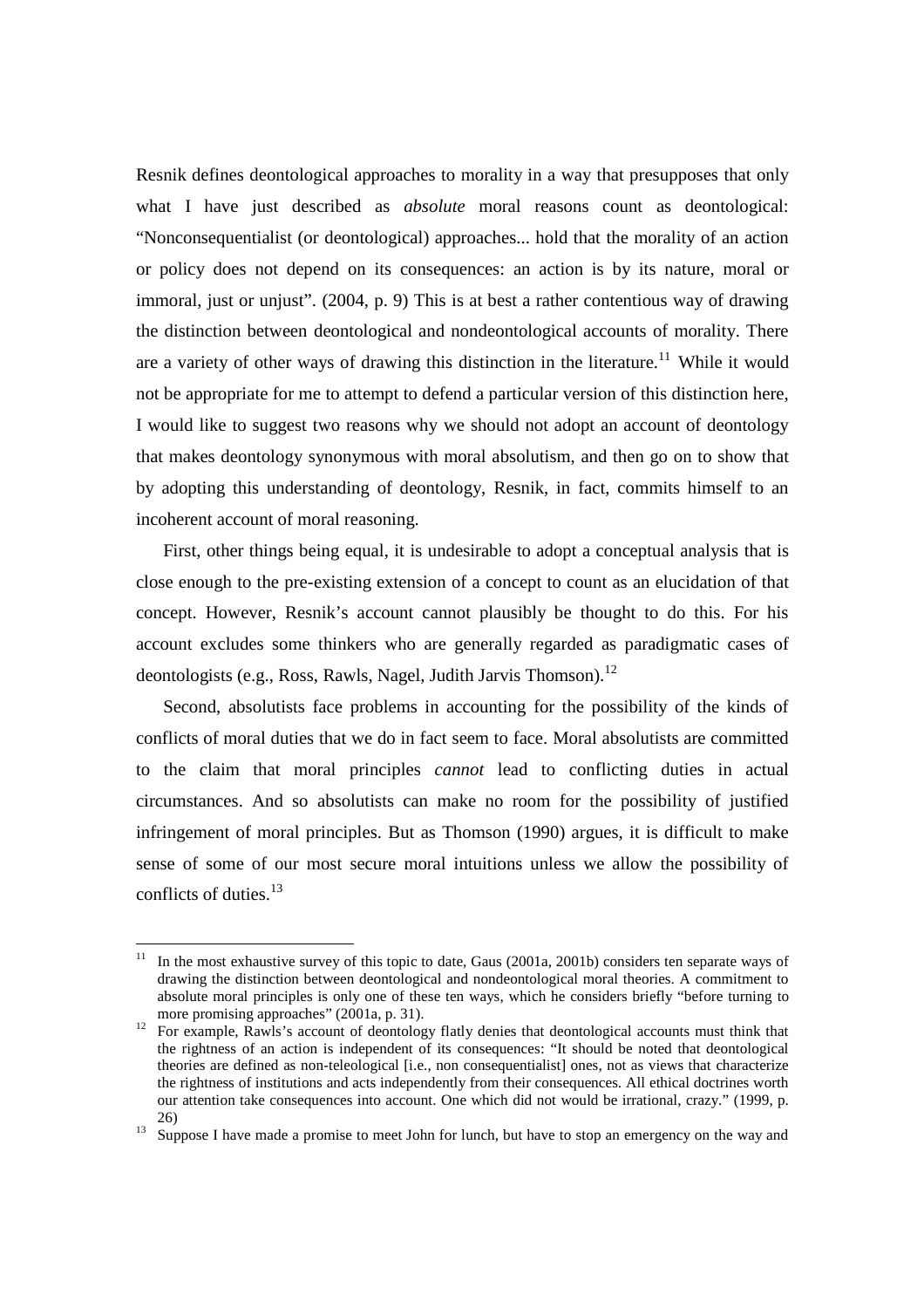Resnik defines deontological approaches to morality in a way that presupposes that only what I have just described as *absolute* moral reasons count as deontological: "Nonconsequentialist (or deontological) approaches... hold that the morality of an action or policy does not depend on its consequences: an action is by its nature, moral or immoral, just or unjust". (2004, p. 9) This is at best a rather contentious way of drawing the distinction between deontological and nondeontological accounts of morality. There are a variety of other ways of drawing this distinction in the literature.[11] While it would not be appropriate for me to attempt to defend a particular version of this distinction here, I would like to suggest two reasons why we should not adopt an account of deontology that makes deontology synonymous with moral absolutism, and then go on to show that by adopting this understanding of deontology, Resnik, in fact, commits himself to an incoherent account of moral reasoning.

First, other things being equal, it is undesirable to adopt a conceptual analysis that is close enough to the pre-existing extension of a concept to count as an elucidation of that concept. However, Resnik's account cannot plausibly be thought to do this. For his account excludes some thinkers who are generally regarded as paradigmatic cases of deontologists (e.g., Ross, Rawls, Nagel, Judith Jarvis Thomson).[12]

Second, absolutists face problems in accounting for the possibility of the kinds of conflicts of moral duties that we do in fact seem to face. Moral absolutists are committed to the claim that moral principles *cannot* lead to conflicting duties in actual circumstances. And so absolutists can make no room for the possibility of justified infringement of moral principles. But as Thomson (1990) argues, it is difficult to make sense of some of our most secure moral intuitions unless we allow the possibility of conflicts of duties.[13]

---

[11] In the most exhaustive survey of this topic to date, Gaus (2001a, 2001b) considers ten separate ways of drawing the distinction between deontological and nondeontological moral theories. A commitment to absolute moral principles is only one of these ten ways, which he considers briefly "before turning to more promising approaches" (2001a, p. 31).

[12] For example, Rawls's account of deontology flatly denies that deontological accounts must think that the rightness of an action is independent of its consequences: "It should be noted that deontological theories are defined as non-teleological [i.e., non consequentialist] ones, not as views that characterize the rightness of institutions and acts independently from their consequences. All ethical doctrines worth our attention take consequences into account. One which did not would be irrational, crazy." (1999, p. 26)

[13] Suppose I have made a promise to meet John for lunch, but have to stop an emergency on the way and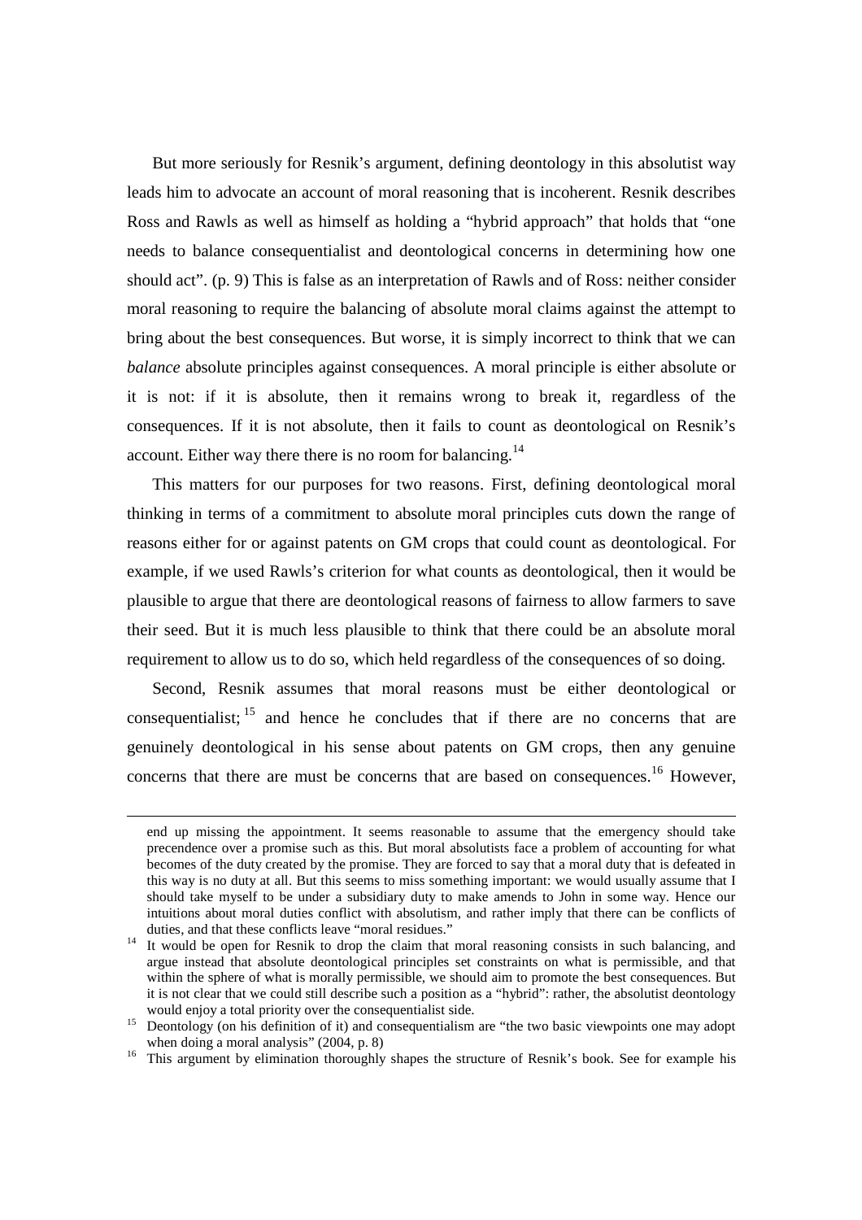But more seriously for Resnik's argument, defining deontology in this absolutist way leads him to advocate an account of moral reasoning that is incoherent. Resnik describes Ross and Rawls as well as himself as holding a "hybrid approach" that holds that "one needs to balance consequentialist and deontological concerns in determining how one should act". (p. 9) This is false as an interpretation of Rawls and of Ross: neither consider moral reasoning to require the balancing of absolute moral claims against the attempt to bring about the best consequences. But worse, it is simply incorrect to think that we can *balance* absolute principles against consequences. A moral principle is either absolute or it is not: if it is absolute, then it remains wrong to break it, regardless of the consequences. If it is not absolute, then it fails to count as deontological on Resnik's account. Either way there there is no room for balancing.[14]

This matters for our purposes for two reasons. First, defining deontological moral thinking in terms of a commitment to absolute moral principles cuts down the range of reasons either for or against patents on GM crops that could count as deontological. For example, if we used Rawls's criterion for what counts as deontological, then it would be plausible to argue that there are deontological reasons of fairness to allow farmers to save their seed. But it is much less plausible to think that there could be an absolute moral requirement to allow us to do so, which held regardless of the consequences of so doing.

Second, Resnik assumes that moral reasons must be either deontological or consequentialist;[15] and hence he concludes that if there are no concerns that are genuinely deontological in his sense about patents on GM crops, then any genuine concerns that there are must be concerns that are based on consequences.[16] However,

---

end up missing the appointment. It seems reasonable to assume that the emergency should take precendence over a promise such as this. But moral absolutists face a problem of accounting for what becomes of the duty created by the promise. They are forced to say that a moral duty that is defeated in this way is no duty at all. But this seems to miss something important: we would usually assume that I should take myself to be under a subsidiary duty to make amends to John in some way. Hence our intuitions about moral duties conflict with absolutism, and rather imply that there can be conflicts of duties, and that these conflicts leave "moral residues."

[14] It would be open for Resnik to drop the claim that moral reasoning consists in such balancing, and argue instead that absolute deontological principles set constraints on what is permissible, and that within the sphere of what is morally permissible, we should aim to promote the best consequences. But it is not clear that we could still describe such a position as a "hybrid": rather, the absolutist deontology would enjoy a total priority over the consequentialist side.

[15] Deontology (on his definition of it) and consequentialism are "the two basic viewpoints one may adopt when doing a moral analysis" (2004, p. 8)

[16] This argument by elimination thoroughly shapes the structure of Resnik's book. See for example his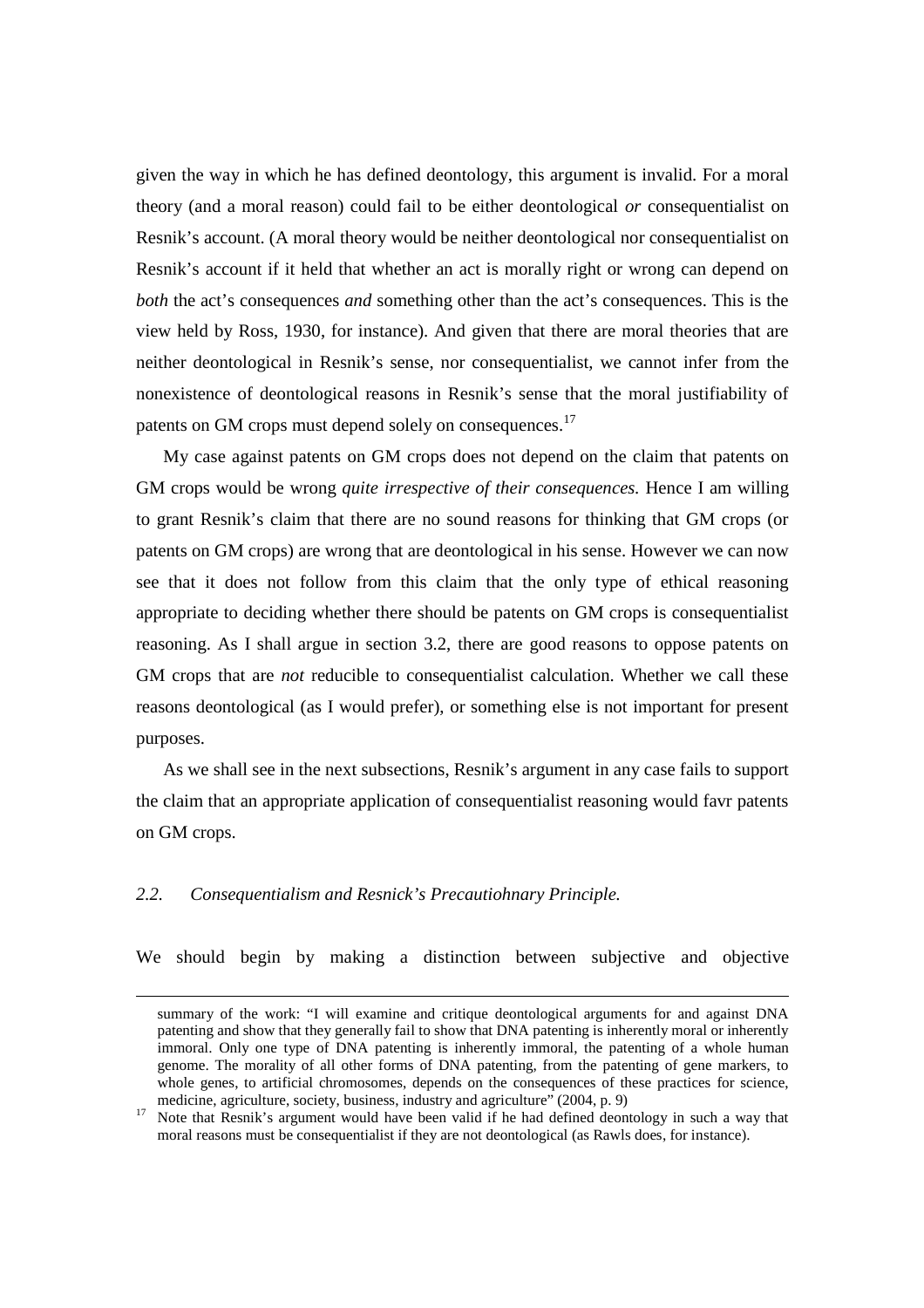given the way in which he has defined deontology, this argument is invalid. For a moral theory (and a moral reason) could fail to be either deontological *or* consequentialist on Resnik's account. (A moral theory would be neither deontological nor consequentialist on Resnik's account if it held that whether an act is morally right or wrong can depend on *both* the act's consequences *and* something other than the act's consequences. This is the view held by Ross, 1930, for instance). And given that there are moral theories that are neither deontological in Resnik's sense, nor consequentialist, we cannot infer from the nonexistence of deontological reasons in Resnik's sense that the moral justifiability of patents on GM crops must depend solely on consequences.[17]

My case against patents on GM crops does not depend on the claim that patents on GM crops would be wrong *quite irrespective of their consequences*. Hence I am willing to grant Resnik's claim that there are no sound reasons for thinking that GM crops (or patents on GM crops) are wrong that are deontological in his sense. However we can now see that it does not follow from this claim that the only type of ethical reasoning appropriate to deciding whether there should be patents on GM crops is consequentialist reasoning. As I shall argue in section 3.2, there are good reasons to oppose patents on GM crops that are *not* reducible to consequentialist calculation. Whether we call these reasons deontological (as I would prefer), or something else is not important for present purposes.

As we shall see in the next subsections, Resnik's argument in any case fails to support the claim that an appropriate application of consequentialist reasoning would favr patents on GM crops.

### *2.2. Consequentialism and Resnick's Precautiohnary Principle.*

We should begin by making a distinction between subjective and objective

---

summary of the work: "I will examine and critique deontological arguments for and against DNA patenting and show that they generally fail to show that DNA patenting is inherently moral or inherently immoral. Only one type of DNA patenting is inherently immoral, the patenting of a whole human genome. The morality of all other forms of DNA patenting, from the patenting of gene markers, to whole genes, to artificial chromosomes, depends on the consequences of these practices for science, medicine, agriculture, society, business, industry and agriculture" (2004, p. 9)

[17] Note that Resnik's argument would have been valid if he had defined deontology in such a way that moral reasons must be consequentialist if they are not deontological (as Rawls does, for instance).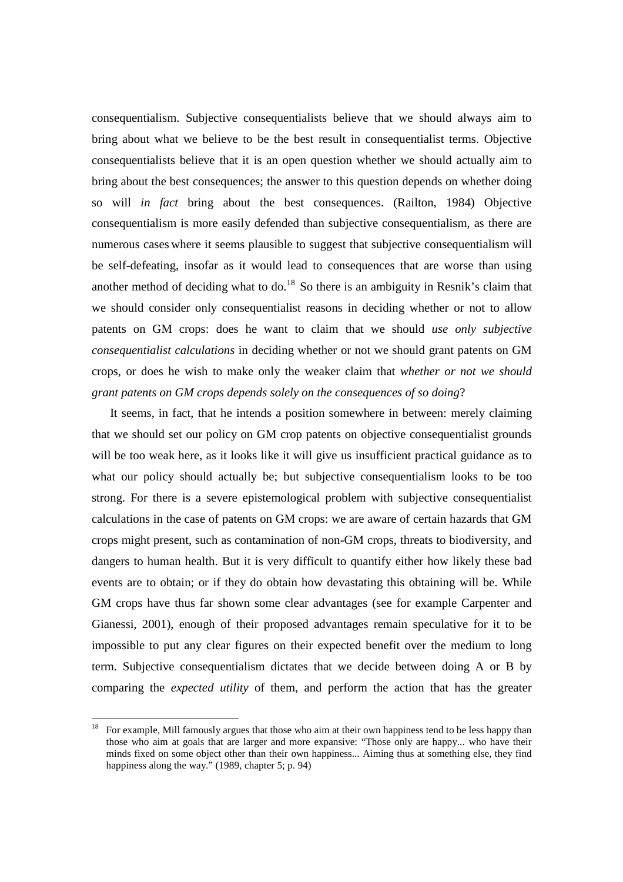consequentialism. Subjective consequentialists believe that we should always aim to bring about what we believe to be the best result in consequentialist terms. Objective consequentialists believe that it is an open question whether we should actually aim to bring about the best consequences; the answer to this question depends on whether doing so will *in fact* bring about the best consequences. (Railton, 1984) Objective consequentialism is more easily defended than subjective consequentialism, as there are numerous cases where it seems plausible to suggest that subjective consequentialism will be self-defeating, insofar as it would lead to consequences that are worse than using another method of deciding what to do.[18] So there is an ambiguity in Resnik's claim that we should consider only consequentialist reasons in deciding whether or not to allow patents on GM crops: does he want to claim that we should *use only subjective consequentialist calculations* in deciding whether or not we should grant patents on GM crops, or does he wish to make only the weaker claim that *whether or not we should grant patents on GM crops depends solely on the consequences of so doing*?

It seems, in fact, that he intends a position somewhere in between: merely claiming that we should set our policy on GM crop patents on objective consequentialist grounds will be too weak here, as it looks like it will give us insufficient practical guidance as to what our policy should actually be; but subjective consequentialism looks to be too strong. For there is a severe epistemological problem with subjective consequentialist calculations in the case of patents on GM crops: we are aware of certain hazards that GM crops might present, such as contamination of non-GM crops, threats to biodiversity, and dangers to human health. But it is very difficult to quantify either how likely these bad events are to obtain; or if they do obtain how devastating this obtaining will be. While GM crops have thus far shown some clear advantages (see for example Carpenter and Gianessi, 2001), enough of their proposed advantages remain speculative for it to be impossible to put any clear figures on their expected benefit over the medium to long term. Subjective consequentialism dictates that we decide between doing A or B by comparing the *expected utility* of them, and perform the action that has the greater

[18] For example, Mill famously argues that those who aim at their own happiness tend to be less happy than those who aim at goals that are larger and more expansive: "Those only are happy... who have their minds fixed on some object other than their own happiness... Aiming thus at something else, they find happiness along the way." (1989, chapter 5; p. 94)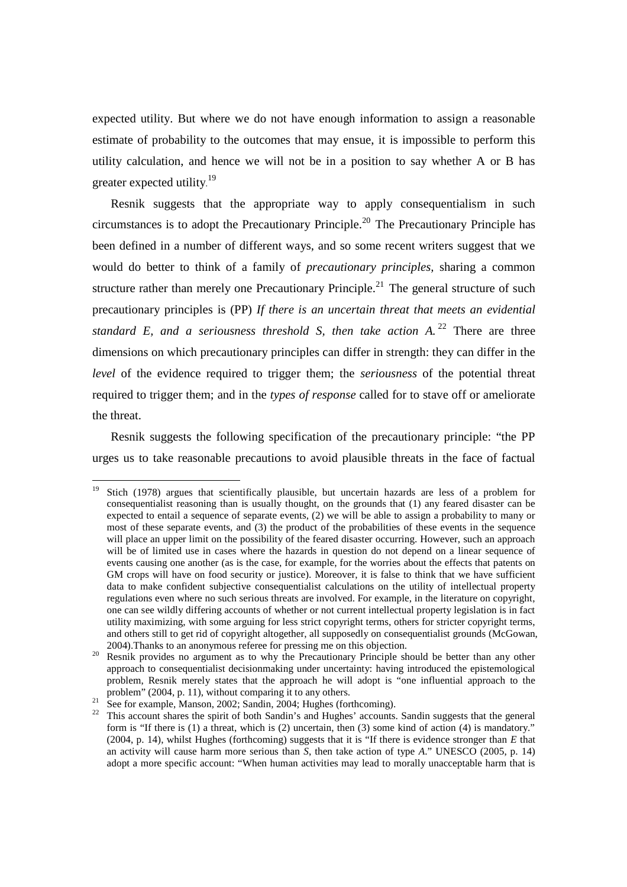expected utility. But where we do not have enough information to assign a reasonable estimate of probability to the outcomes that may ensue, it is impossible to perform this utility calculation, and hence we will not be in a position to say whether A or B has greater expected utility.[19]

Resnik suggests that the appropriate way to apply consequentialism in such circumstances is to adopt the Precautionary Principle.[20] The Precautionary Principle has been defined in a number of different ways, and so some recent writers suggest that we would do better to think of a family of *precautionary principles,* sharing a common structure rather than merely one Precautionary Principle.[21] The general structure of such precautionary principles is (PP) *If there is an uncertain threat that meets an evidential standard E, and a seriousness threshold S, then take action A.*[22] There are three dimensions on which precautionary principles can differ in strength: they can differ in the *level* of the evidence required to trigger them; the *seriousness* of the potential threat required to trigger them; and in the *types of response* called for to stave off or ameliorate the threat.

Resnik suggests the following specification of the precautionary principle: "the PP urges us to take reasonable precautions to avoid plausible threats in the face of factual

---

[19] Stich (1978) argues that scientifically plausible, but uncertain hazards are less of a problem for consequentialist reasoning than is usually thought, on the grounds that (1) any feared disaster can be expected to entail a sequence of separate events, (2) we will be able to assign a probability to many or most of these separate events, and (3) the product of the probabilities of these events in the sequence will place an upper limit on the possibility of the feared disaster occurring. However, such an approach will be of limited use in cases where the hazards in question do not depend on a linear sequence of events causing one another (as is the case, for example, for the worries about the effects that patents on GM crops will have on food security or justice). Moreover, it is false to think that we have sufficient data to make confident subjective consequentialist calculations on the utility of intellectual property regulations even where no such serious threats are involved. For example, in the literature on copyright, one can see wildly differing accounts of whether or not current intellectual property legislation is in fact utility maximizing, with some arguing for less strict copyright terms, others for stricter copyright terms, and others still to get rid of copyright altogether, all supposedly on consequentialist grounds (McGowan, 2004).Thanks to an anonymous referee for pressing me on this objection.

[20] Resnik provides no argument as to why the Precautionary Principle should be better than any other approach to consequentialist decisionmaking under uncertainty: having introduced the epistemological problem, Resnik merely states that the approach he will adopt is "one influential approach to the problem" (2004, p. 11), without comparing it to any others.

[21] See for example, Manson, 2002; Sandin, 2004; Hughes (forthcoming).

[22] This account shares the spirit of both Sandin's and Hughes' accounts. Sandin suggests that the general form is "If there is (1) a threat, which is (2) uncertain, then (3) some kind of action (4) is mandatory." (2004, p. 14), whilst Hughes (forthcoming) suggests that it is "If there is evidence stronger than *E* that an activity will cause harm more serious than *S*, then take action of type *A*." UNESCO (2005, p. 14) adopt a more specific account: "When human activities may lead to morally unacceptable harm that is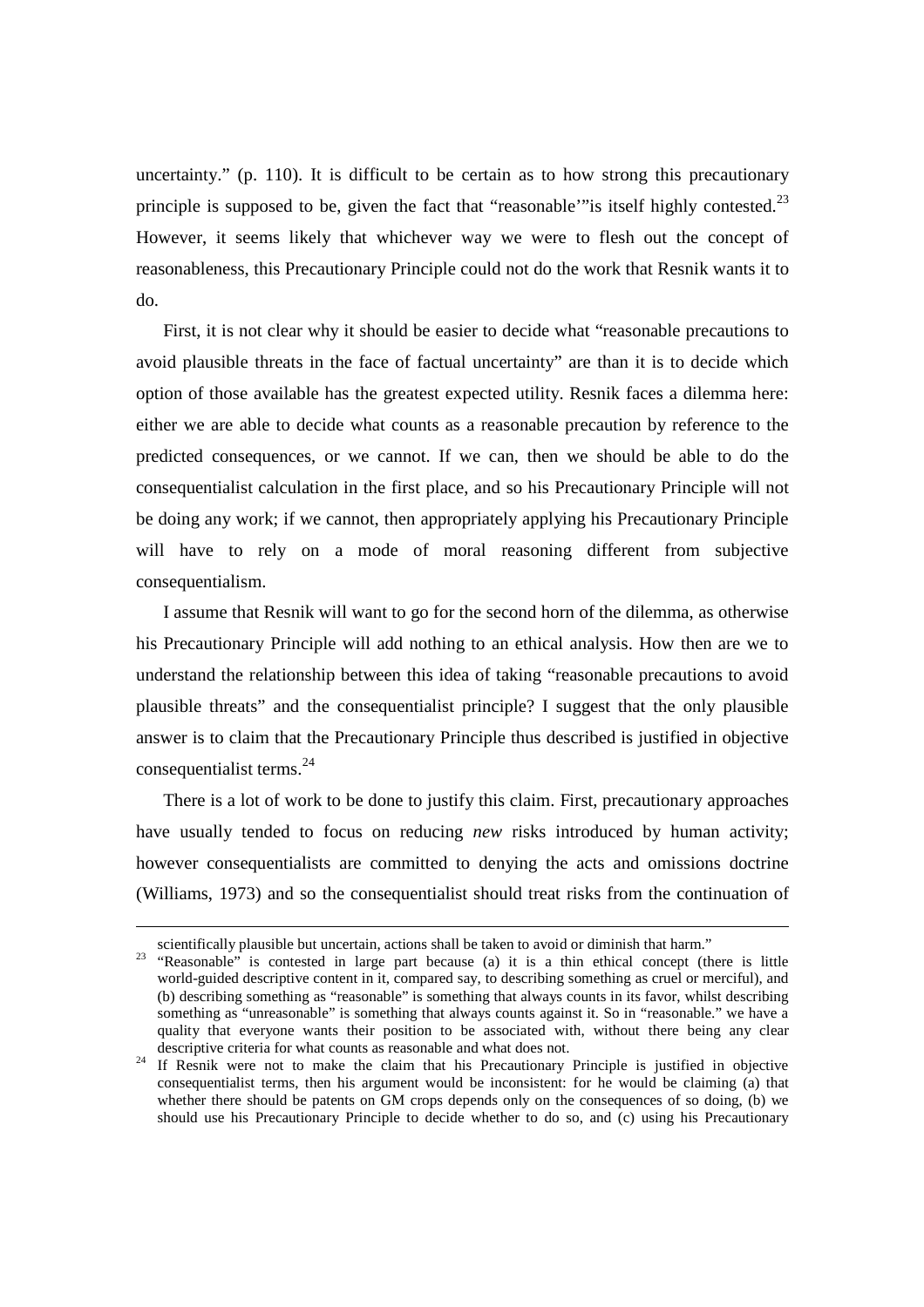uncertainty." (p. 110). It is difficult to be certain as to how strong this precautionary principle is supposed to be, given the fact that "reasonable'"is itself highly contested.[23] However, it seems likely that whichever way we were to flesh out the concept of reasonableness, this Precautionary Principle could not do the work that Resnik wants it to do.

First, it is not clear why it should be easier to decide what "reasonable precautions to avoid plausible threats in the face of factual uncertainty" are than it is to decide which option of those available has the greatest expected utility. Resnik faces a dilemma here: either we are able to decide what counts as a reasonable precaution by reference to the predicted consequences, or we cannot. If we can, then we should be able to do the consequentialist calculation in the first place, and so his Precautionary Principle will not be doing any work; if we cannot, then appropriately applying his Precautionary Principle will have to rely on a mode of moral reasoning different from subjective consequentialism.

I assume that Resnik will want to go for the second horn of the dilemma, as otherwise his Precautionary Principle will add nothing to an ethical analysis. How then are we to understand the relationship between this idea of taking "reasonable precautions to avoid plausible threats" and the consequentialist principle? I suggest that the only plausible answer is to claim that the Precautionary Principle thus described is justified in objective consequentialist terms.[24]

There is a lot of work to be done to justify this claim. First, precautionary approaches have usually tended to focus on reducing *new* risks introduced by human activity; however consequentialists are committed to denying the acts and omissions doctrine (Williams, 1973) and so the consequentialist should treat risks from the continuation of

---

scientifically plausible but uncertain, actions shall be taken to avoid or diminish that harm."

[23] "Reasonable" is contested in large part because (a) it is a thin ethical concept (there is little world-guided descriptive content in it, compared say, to describing something as cruel or merciful), and (b) describing something as "reasonable" is something that always counts in its favor, whilst describing something as "unreasonable" is something that always counts against it. So in "reasonable." we have a quality that everyone wants their position to be associated with, without there being any clear descriptive criteria for what counts as reasonable and what does not.

[24] If Resnik were not to make the claim that his Precautionary Principle is justified in objective consequentialist terms, then his argument would be inconsistent: for he would be claiming (a) that whether there should be patents on GM crops depends only on the consequences of so doing, (b) we should use his Precautionary Principle to decide whether to do so, and (c) using his Precautionary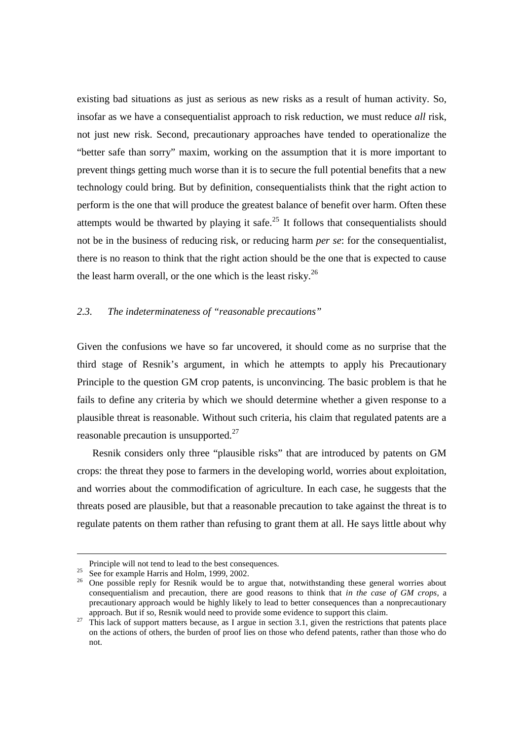existing bad situations as just as serious as new risks as a result of human activity. So, insofar as we have a consequentialist approach to risk reduction, we must reduce *all* risk, not just new risk. Second, precautionary approaches have tended to operationalize the "better safe than sorry" maxim, working on the assumption that it is more important to prevent things getting much worse than it is to secure the full potential benefits that a new technology could bring. But by definition, consequentialists think that the right action to perform is the one that will produce the greatest balance of benefit over harm. Often these attempts would be thwarted by playing it safe.[25] It follows that consequentialists should not be in the business of reducing risk, or reducing harm *per se*: for the consequentialist, there is no reason to think that the right action should be the one that is expected to cause the least harm overall, or the one which is the least risky.[26]

### *2.3. The indeterminateness of "reasonable precautions"*

Given the confusions we have so far uncovered, it should come as no surprise that the third stage of Resnik's argument, in which he attempts to apply his Precautionary Principle to the question GM crop patents, is unconvincing. The basic problem is that he fails to define any criteria by which we should determine whether a given response to a plausible threat is reasonable. Without such criteria, his claim that regulated patents are a reasonable precaution is unsupported.[27]

Resnik considers only three "plausible risks" that are introduced by patents on GM crops: the threat they pose to farmers in the developing world, worries about exploitation, and worries about the commodification of agriculture. In each case, he suggests that the threats posed are plausible, but that a reasonable precaution to take against the threat is to regulate patents on them rather than refusing to grant them at all. He says little about why

---

Principle will not tend to lead to the best consequences.

[25] See for example Harris and Holm, 1999, 2002.

[26] One possible reply for Resnik would be to argue that, notwithstanding these general worries about consequentialism and precaution, there are good reasons to think that *in the case of GM crops*, a precautionary approach would be highly likely to lead to better consequences than a nonprecautionary approach. But if so, Resnik would need to provide some evidence to support this claim.

[27] This lack of support matters because, as I argue in section 3.1, given the restrictions that patents place on the actions of others, the burden of proof lies on those who defend patents, rather than those who do not.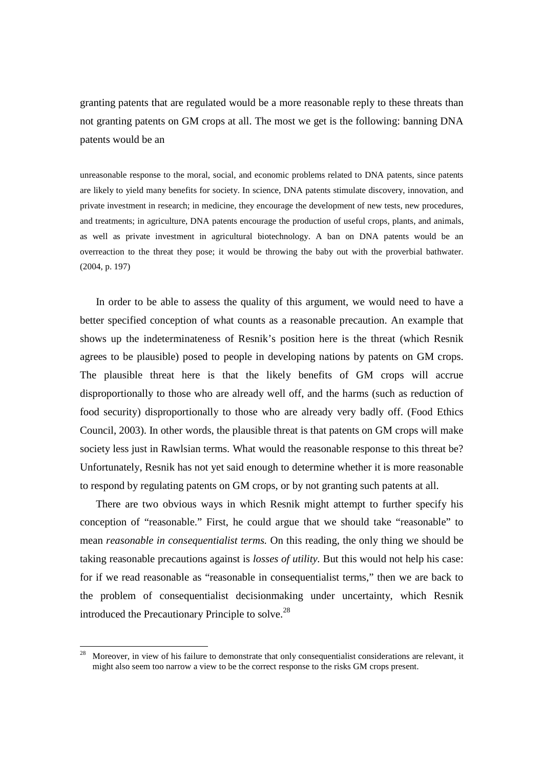granting patents that are regulated would be a more reasonable reply to these threats than not granting patents on GM crops at all. The most we get is the following: banning DNA patents would be an

> unreasonable response to the moral, social, and economic problems related to DNA patents, since patents are likely to yield many benefits for society. In science, DNA patents stimulate discovery, innovation, and private investment in research; in medicine, they encourage the development of new tests, new procedures, and treatments; in agriculture, DNA patents encourage the production of useful crops, plants, and animals, as well as private investment in agricultural biotechnology. A ban on DNA patents would be an overreaction to the threat they pose; it would be throwing the baby out with the proverbial bathwater. (2004, p. 197)

In order to be able to assess the quality of this argument, we would need to have a better specified conception of what counts as a reasonable precaution. An example that shows up the indeterminateness of Resnik's position here is the threat (which Resnik agrees to be plausible) posed to people in developing nations by patents on GM crops. The plausible threat here is that the likely benefits of GM crops will accrue disproportionally to those who are already well off, and the harms (such as reduction of food security) disproportionally to those who are already very badly off. (Food Ethics Council, 2003). In other words, the plausible threat is that patents on GM crops will make society less just in Rawlsian terms. What would the reasonable response to this threat be? Unfortunately, Resnik has not yet said enough to determine whether it is more reasonable to respond by regulating patents on GM crops, or by not granting such patents at all.

There are two obvious ways in which Resnik might attempt to further specify his conception of "reasonable." First, he could argue that we should take "reasonable" to mean *reasonable in consequentialist terms.* On this reading, the only thing we should be taking reasonable precautions against is *losses of utility.* But this would not help his case: for if we read reasonable as "reasonable in consequentialist terms," then we are back to the problem of consequentialist decisionmaking under uncertainty, which Resnik introduced the Precautionary Principle to solve.[28]

---

[28] Moreover, in view of his failure to demonstrate that only consequentialist considerations are relevant, it might also seem too narrow a view to be the correct response to the risks GM crops present.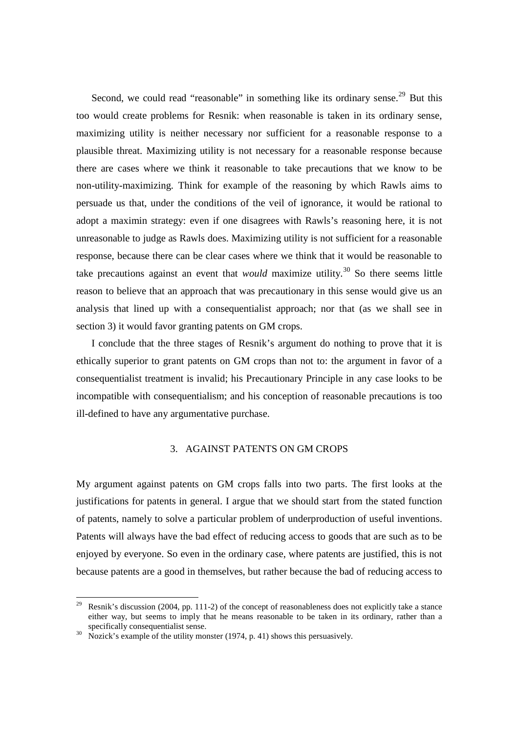Second, we could read "reasonable" in something like its ordinary sense.[29] But this too would create problems for Resnik: when reasonable is taken in its ordinary sense, maximizing utility is neither necessary nor sufficient for a reasonable response to a plausible threat. Maximizing utility is not necessary for a reasonable response because there are cases where we think it reasonable to take precautions that we know to be non-utility-maximizing. Think for example of the reasoning by which Rawls aims to persuade us that, under the conditions of the veil of ignorance, it would be rational to adopt a maximin strategy: even if one disagrees with Rawls's reasoning here, it is not unreasonable to judge as Rawls does. Maximizing utility is not sufficient for a reasonable response, because there can be clear cases where we think that it would be reasonable to take precautions against an event that *would* maximize utility.[30] So there seems little reason to believe that an approach that was precautionary in this sense would give us an analysis that lined up with a consequentialist approach; nor that (as we shall see in section 3) it would favor granting patents on GM crops.

I conclude that the three stages of Resnik's argument do nothing to prove that it is ethically superior to grant patents on GM crops than not to: the argument in favor of a consequentialist treatment is invalid; his Precautionary Principle in any case looks to be incompatible with consequentialism; and his conception of reasonable precautions is too ill-defined to have any argumentative purchase.

## 3. AGAINST PATENTS ON GM CROPS

My argument against patents on GM crops falls into two parts. The first looks at the justifications for patents in general. I argue that we should start from the stated function of patents, namely to solve a particular problem of underproduction of useful inventions. Patents will always have the bad effect of reducing access to goods that are such as to be enjoyed by everyone. So even in the ordinary case, where patents are justified, this is not because patents are a good in themselves, but rather because the bad of reducing access to

---

[29] Resnik's discussion (2004, pp. 111-2) of the concept of reasonableness does not explicitly take a stance either way, but seems to imply that he means reasonable to be taken in its ordinary, rather than a specifically consequentialist sense.

[30] Nozick's example of the utility monster (1974, p. 41) shows this persuasively.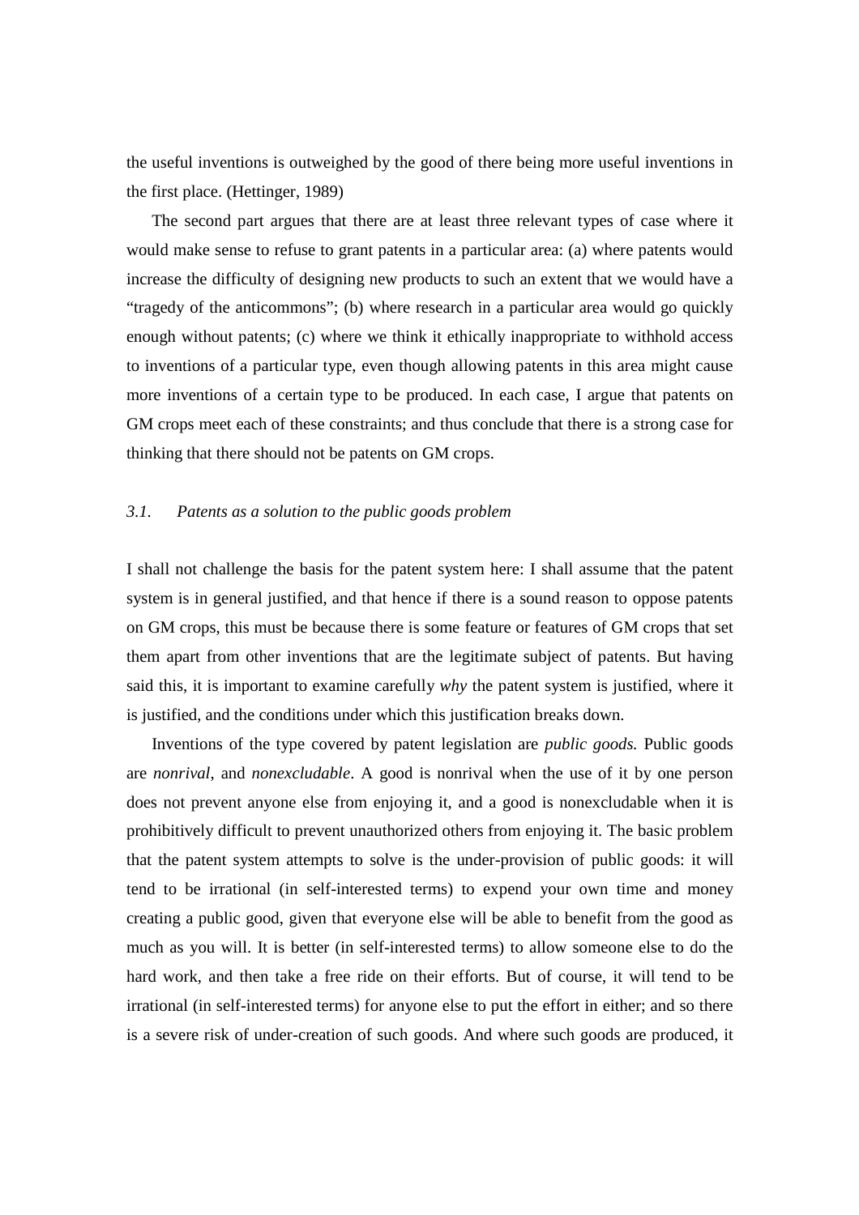the useful inventions is outweighed by the good of there being more useful inventions in the first place. (Hettinger, 1989)

The second part argues that there are at least three relevant types of case where it would make sense to refuse to grant patents in a particular area: (a) where patents would increase the difficulty of designing new products to such an extent that we would have a "tragedy of the anticommons"; (b) where research in a particular area would go quickly enough without patents; (c) where we think it ethically inappropriate to withhold access to inventions of a particular type, even though allowing patents in this area might cause more inventions of a certain type to be produced. In each case, I argue that patents on GM crops meet each of these constraints; and thus conclude that there is a strong case for thinking that there should not be patents on GM crops.

### *3.1. Patents as a solution to the public goods problem*

I shall not challenge the basis for the patent system here: I shall assume that the patent system is in general justified, and that hence if there is a sound reason to oppose patents on GM crops, this must be because there is some feature or features of GM crops that set them apart from other inventions that are the legitimate subject of patents. But having said this, it is important to examine carefully *why* the patent system is justified, where it is justified, and the conditions under which this justification breaks down.

Inventions of the type covered by patent legislation are *public goods.* Public goods are *nonrival*, and *nonexcludable*. A good is nonrival when the use of it by one person does not prevent anyone else from enjoying it, and a good is nonexcludable when it is prohibitively difficult to prevent unauthorized others from enjoying it. The basic problem that the patent system attempts to solve is the under-provision of public goods: it will tend to be irrational (in self-interested terms) to expend your own time and money creating a public good, given that everyone else will be able to benefit from the good as much as you will. It is better (in self-interested terms) to allow someone else to do the hard work, and then take a free ride on their efforts. But of course, it will tend to be irrational (in self-interested terms) for anyone else to put the effort in either; and so there is a severe risk of under-creation of such goods. And where such goods are produced, it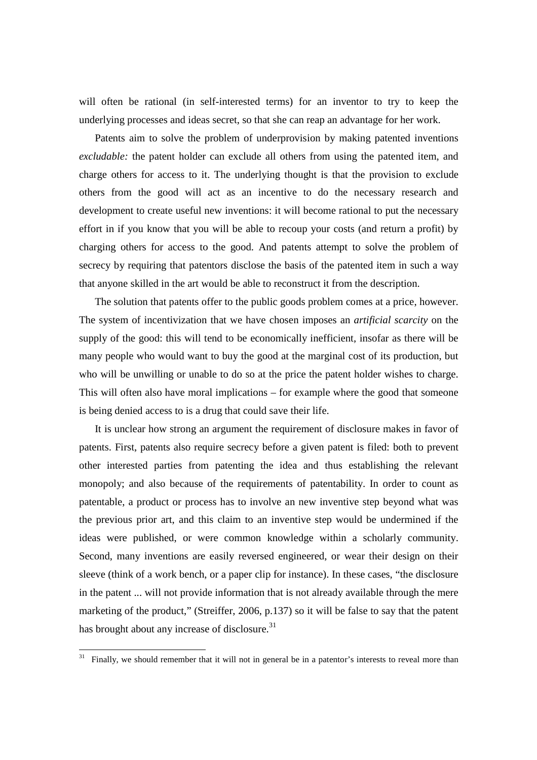will often be rational (in self-interested terms) for an inventor to try to keep the underlying processes and ideas secret, so that she can reap an advantage for her work.

Patents aim to solve the problem of underprovision by making patented inventions *excludable:* the patent holder can exclude all others from using the patented item, and charge others for access to it. The underlying thought is that the provision to exclude others from the good will act as an incentive to do the necessary research and development to create useful new inventions: it will become rational to put the necessary effort in if you know that you will be able to recoup your costs (and return a profit) by charging others for access to the good. And patents attempt to solve the problem of secrecy by requiring that patentors disclose the basis of the patented item in such a way that anyone skilled in the art would be able to reconstruct it from the description.

The solution that patents offer to the public goods problem comes at a price, however. The system of incentivization that we have chosen imposes an *artificial scarcity* on the supply of the good: this will tend to be economically inefficient, insofar as there will be many people who would want to buy the good at the marginal cost of its production, but who will be unwilling or unable to do so at the price the patent holder wishes to charge. This will often also have moral implications – for example where the good that someone is being denied access to is a drug that could save their life.

It is unclear how strong an argument the requirement of disclosure makes in favor of patents. First, patents also require secrecy before a given patent is filed: both to prevent other interested parties from patenting the idea and thus establishing the relevant monopoly; and also because of the requirements of patentability. In order to count as patentable, a product or process has to involve an new inventive step beyond what was the previous prior art, and this claim to an inventive step would be undermined if the ideas were published, or were common knowledge within a scholarly community. Second, many inventions are easily reversed engineered, or wear their design on their sleeve (think of a work bench, or a paper clip for instance). In these cases, "the disclosure in the patent ... will not provide information that is not already available through the mere marketing of the product," (Streiffer, 2006, p.137) so it will be false to say that the patent has brought about any increase of disclosure.[31]

[31] Finally, we should remember that it will not in general be in a patentor's interests to reveal more than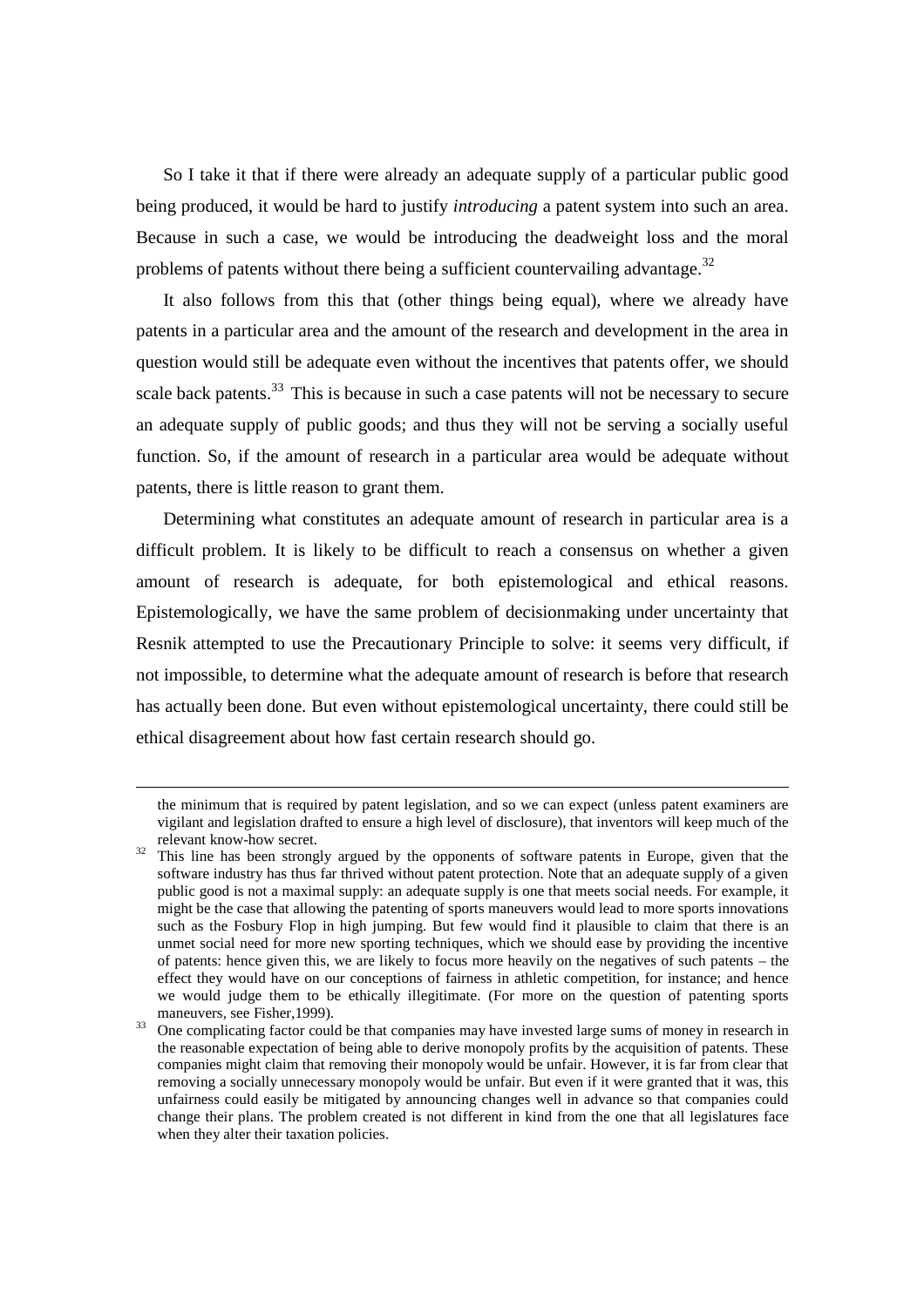So I take it that if there were already an adequate supply of a particular public good being produced, it would be hard to justify *introducing* a patent system into such an area. Because in such a case, we would be introducing the deadweight loss and the moral problems of patents without there being a sufficient countervailing advantage.[32]

It also follows from this that (other things being equal), where we already have patents in a particular area and the amount of the research and development in the area in question would still be adequate even without the incentives that patents offer, we should scale back patents.[33] This is because in such a case patents will not be necessary to secure an adequate supply of public goods; and thus they will not be serving a socially useful function. So, if the amount of research in a particular area would be adequate without patents, there is little reason to grant them.

Determining what constitutes an adequate amount of research in particular area is a difficult problem. It is likely to be difficult to reach a consensus on whether a given amount of research is adequate, for both epistemological and ethical reasons. Epistemologically, we have the same problem of decisionmaking under uncertainty that Resnik attempted to use the Precautionary Principle to solve: it seems very difficult, if not impossible, to determine what the adequate amount of research is before that research has actually been done. But even without epistemological uncertainty, there could still be ethical disagreement about how fast certain research should go.

---

the minimum that is required by patent legislation, and so we can expect (unless patent examiners are vigilant and legislation drafted to ensure a high level of disclosure), that inventors will keep much of the relevant know-how secret.

[32] This line has been strongly argued by the opponents of software patents in Europe, given that the software industry has thus far thrived without patent protection. Note that an adequate supply of a given public good is not a maximal supply: an adequate supply is one that meets social needs. For example, it might be the case that allowing the patenting of sports maneuvers would lead to more sports innovations such as the Fosbury Flop in high jumping. But few would find it plausible to claim that there is an unmet social need for more new sporting techniques, which we should ease by providing the incentive of patents: hence given this, we are likely to focus more heavily on the negatives of such patents – the effect they would have on our conceptions of fairness in athletic competition, for instance; and hence we would judge them to be ethically illegitimate. (For more on the question of patenting sports maneuvers, see Fisher,1999).

[33] One complicating factor could be that companies may have invested large sums of money in research in the reasonable expectation of being able to derive monopoly profits by the acquisition of patents. These companies might claim that removing their monopoly would be unfair. However, it is far from clear that removing a socially unnecessary monopoly would be unfair. But even if it were granted that it was, this unfairness could easily be mitigated by announcing changes well in advance so that companies could change their plans. The problem created is not different in kind from the one that all legislatures face when they alter their taxation policies.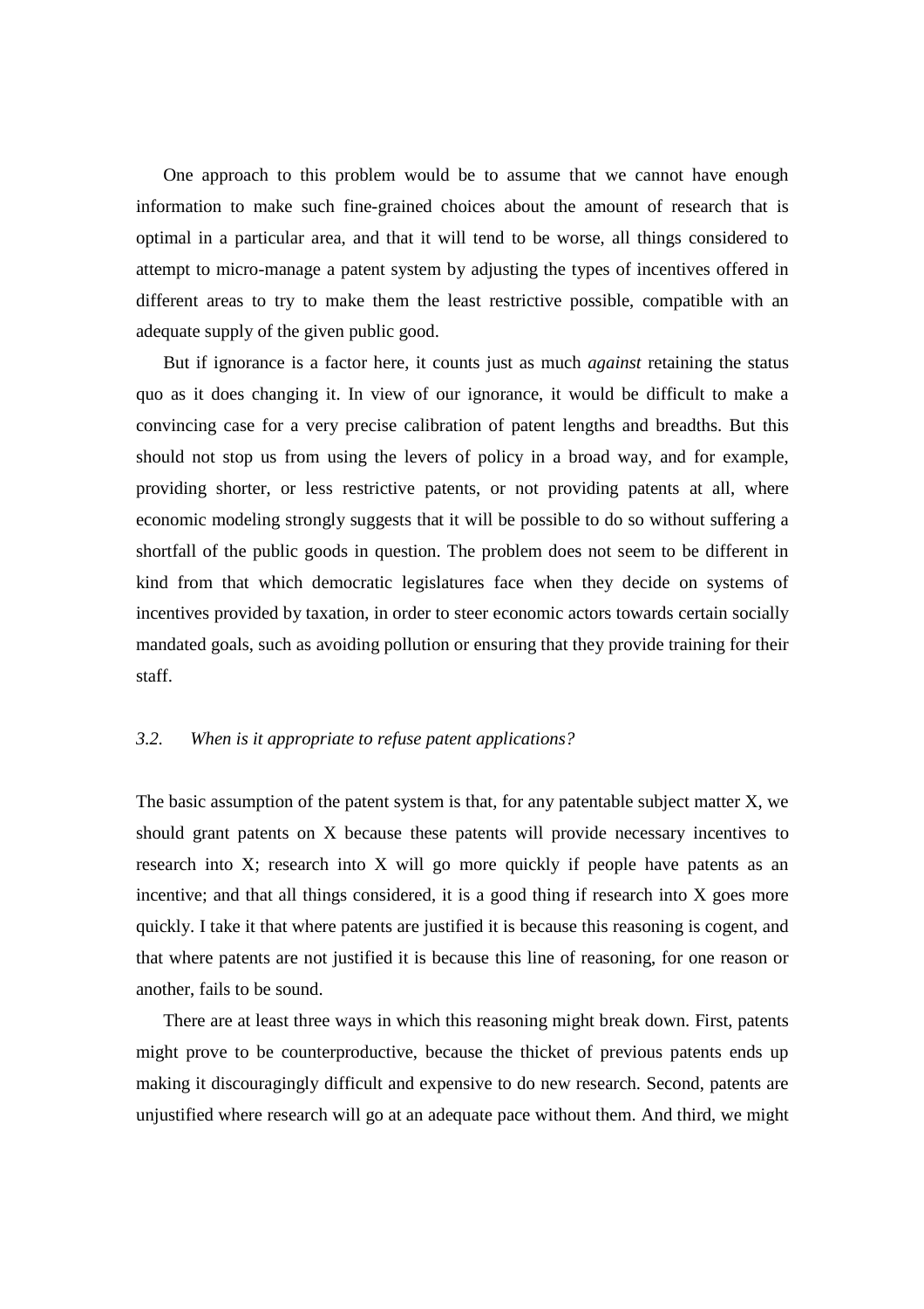One approach to this problem would be to assume that we cannot have enough information to make such fine-grained choices about the amount of research that is optimal in a particular area, and that it will tend to be worse, all things considered to attempt to micro-manage a patent system by adjusting the types of incentives offered in different areas to try to make them the least restrictive possible, compatible with an adequate supply of the given public good.

But if ignorance is a factor here, it counts just as much *against* retaining the status quo as it does changing it. In view of our ignorance, it would be difficult to make a convincing case for a very precise calibration of patent lengths and breadths. But this should not stop us from using the levers of policy in a broad way, and for example, providing shorter, or less restrictive patents, or not providing patents at all, where economic modeling strongly suggests that it will be possible to do so without suffering a shortfall of the public goods in question. The problem does not seem to be different in kind from that which democratic legislatures face when they decide on systems of incentives provided by taxation, in order to steer economic actors towards certain socially mandated goals, such as avoiding pollution or ensuring that they provide training for their staff.

### *3.2. When is it appropriate to refuse patent applications?*

The basic assumption of the patent system is that, for any patentable subject matter X, we should grant patents on X because these patents will provide necessary incentives to research into X; research into X will go more quickly if people have patents as an incentive; and that all things considered, it is a good thing if research into X goes more quickly. I take it that where patents are justified it is because this reasoning is cogent, and that where patents are not justified it is because this line of reasoning, for one reason or another, fails to be sound.

There are at least three ways in which this reasoning might break down. First, patents might prove to be counterproductive, because the thicket of previous patents ends up making it discouragingly difficult and expensive to do new research. Second, patents are unjustified where research will go at an adequate pace without them. And third, we might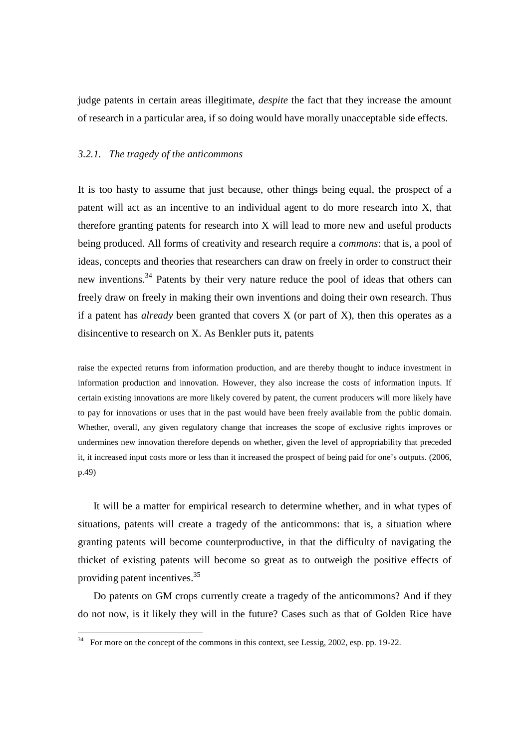judge patents in certain areas illegitimate, *despite* the fact that they increase the amount of research in a particular area, if so doing would have morally unacceptable side effects.

### *3.2.1. The tragedy of the anticommons*

It is too hasty to assume that just because, other things being equal, the prospect of a patent will act as an incentive to an individual agent to do more research into X, that therefore granting patents for research into X will lead to more new and useful products being produced. All forms of creativity and research require a *commons*: that is, a pool of ideas, concepts and theories that researchers can draw on freely in order to construct their new inventions.[34] Patents by their very nature reduce the pool of ideas that others can freely draw on freely in making their own inventions and doing their own research. Thus if a patent has *already* been granted that covers X (or part of X), then this operates as a disincentive to research on X. As Benkler puts it, patents

> raise the expected returns from information production, and are thereby thought to induce investment in information production and innovation. However, they also increase the costs of information inputs. If certain existing innovations are more likely covered by patent, the current producers will more likely have to pay for innovations or uses that in the past would have been freely available from the public domain. Whether, overall, any given regulatory change that increases the scope of exclusive rights improves or undermines new innovation therefore depends on whether, given the level of appropriability that preceded it, it increased input costs more or less than it increased the prospect of being paid for one's outputs. (2006, p.49)

It will be a matter for empirical research to determine whether, and in what types of situations, patents will create a tragedy of the anticommons: that is, a situation where granting patents will become counterproductive, in that the difficulty of navigating the thicket of existing patents will become so great as to outweigh the positive effects of providing patent incentives.[35]

Do patents on GM crops currently create a tragedy of the anticommons? And if they do not now, is it likely they will in the future? Cases such as that of Golden Rice have

---

[34] For more on the concept of the commons in this context, see Lessig, 2002, esp. pp. 19-22.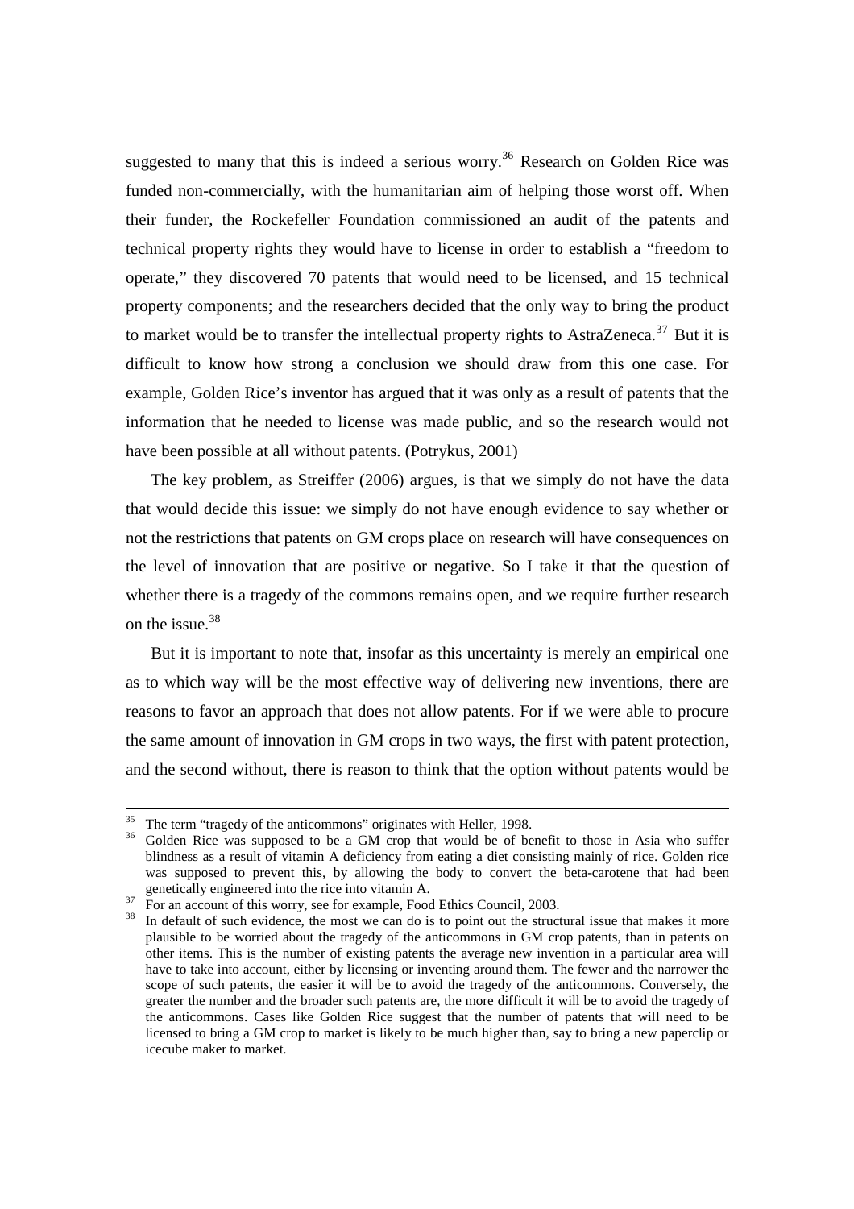suggested to many that this is indeed a serious worry.[36] Research on Golden Rice was funded non-commercially, with the humanitarian aim of helping those worst off. When their funder, the Rockefeller Foundation commissioned an audit of the patents and technical property rights they would have to license in order to establish a "freedom to operate," they discovered 70 patents that would need to be licensed, and 15 technical property components; and the researchers decided that the only way to bring the product to market would be to transfer the intellectual property rights to AstraZeneca.[37] But it is difficult to know how strong a conclusion we should draw from this one case. For example, Golden Rice's inventor has argued that it was only as a result of patents that the information that he needed to license was made public, and so the research would not have been possible at all without patents. (Potrykus, 2001)

The key problem, as Streiffer (2006) argues, is that we simply do not have the data that would decide this issue: we simply do not have enough evidence to say whether or not the restrictions that patents on GM crops place on research will have consequences on the level of innovation that are positive or negative. So I take it that the question of whether there is a tragedy of the commons remains open, and we require further research on the issue.[38]

But it is important to note that, insofar as this uncertainty is merely an empirical one as to which way will be the most effective way of delivering new inventions, there are reasons to favor an approach that does not allow patents. For if we were able to procure the same amount of innovation in GM crops in two ways, the first with patent protection, and the second without, there is reason to think that the option without patents would be

---

[35] The term "tragedy of the anticommons" originates with Heller, 1998.

[36] Golden Rice was supposed to be a GM crop that would be of benefit to those in Asia who suffer blindness as a result of vitamin A deficiency from eating a diet consisting mainly of rice. Golden rice was supposed to prevent this, by allowing the body to convert the beta-carotene that had been genetically engineered into the rice into vitamin A.

[37] For an account of this worry, see for example, Food Ethics Council, 2003.

[38] In default of such evidence, the most we can do is to point out the structural issue that makes it more plausible to be worried about the tragedy of the anticommons in GM crop patents, than in patents on other items. This is the number of existing patents the average new invention in a particular area will have to take into account, either by licensing or inventing around them. The fewer and the narrower the scope of such patents, the easier it will be to avoid the tragedy of the anticommons. Conversely, the greater the number and the broader such patents are, the more difficult it will be to avoid the tragedy of the anticommons. Cases like Golden Rice suggest that the number of patents that will need to be licensed to bring a GM crop to market is likely to be much higher than, say to bring a new paperclip or icecube maker to market.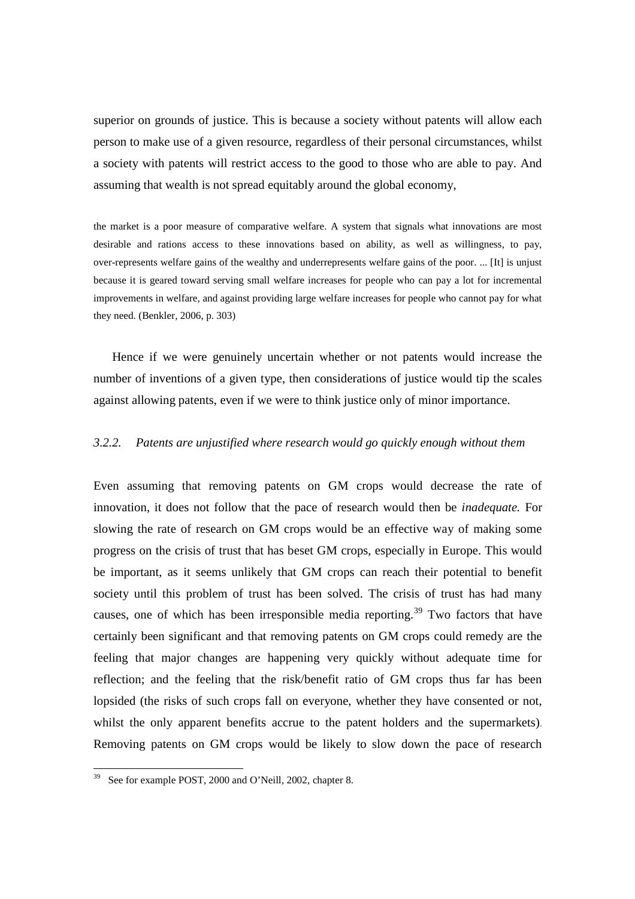superior on grounds of justice. This is because a society without patents will allow each person to make use of a given resource, regardless of their personal circumstances, whilst a society with patents will restrict access to the good to those who are able to pay. And assuming that wealth is not spread equitably around the global economy,

> the market is a poor measure of comparative welfare. A system that signals what innovations are most desirable and rations access to these innovations based on ability, as well as willingness, to pay, over-represents welfare gains of the wealthy and underrepresents welfare gains of the poor. ... [It] is unjust because it is geared toward serving small welfare increases for people who can pay a lot for incremental improvements in welfare, and against providing large welfare increases for people who cannot pay for what they need. (Benkler, 2006, p. 303)

Hence if we were genuinely uncertain whether or not patents would increase the number of inventions of a given type, then considerations of justice would tip the scales against allowing patents, even if we were to think justice only of minor importance.

### *3.2.2. Patents are unjustified where research would go quickly enough without them*

Even assuming that removing patents on GM crops would decrease the rate of innovation, it does not follow that the pace of research would then be *inadequate.* For slowing the rate of research on GM crops would be an effective way of making some progress on the crisis of trust that has beset GM crops, especially in Europe. This would be important, as it seems unlikely that GM crops can reach their potential to benefit society until this problem of trust has been solved. The crisis of trust has had many causes, one of which has been irresponsible media reporting.[39] Two factors that have certainly been significant and that removing patents on GM crops could remedy are the feeling that major changes are happening very quickly without adequate time for reflection; and the feeling that the risk/benefit ratio of GM crops thus far has been lopsided (the risks of such crops fall on everyone, whether they have consented or not, whilst the only apparent benefits accrue to the patent holders and the supermarkets). Removing patents on GM crops would be likely to slow down the pace of research

[39] See for example POST, 2000 and O'Neill, 2002, chapter 8.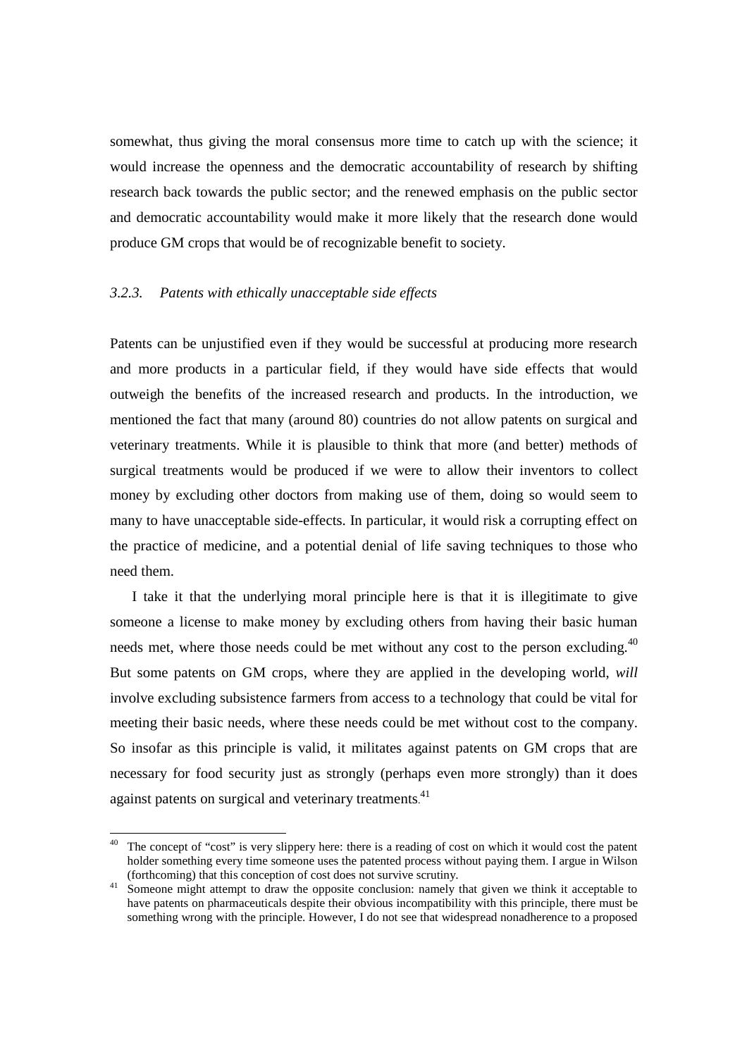somewhat, thus giving the moral consensus more time to catch up with the science; it would increase the openness and the democratic accountability of research by shifting research back towards the public sector; and the renewed emphasis on the public sector and democratic accountability would make it more likely that the research done would produce GM crops that would be of recognizable benefit to society.

### *3.2.3. Patents with ethically unacceptable side effects*

Patents can be unjustified even if they would be successful at producing more research and more products in a particular field, if they would have side effects that would outweigh the benefits of the increased research and products. In the introduction, we mentioned the fact that many (around 80) countries do not allow patents on surgical and veterinary treatments. While it is plausible to think that more (and better) methods of surgical treatments would be produced if we were to allow their inventors to collect money by excluding other doctors from making use of them, doing so would seem to many to have unacceptable side-effects. In particular, it would risk a corrupting effect on the practice of medicine, and a potential denial of life saving techniques to those who need them.

I take it that the underlying moral principle here is that it is illegitimate to give someone a license to make money by excluding others from having their basic human needs met, where those needs could be met without any cost to the person excluding.[40] But some patents on GM crops, where they are applied in the developing world, *will* involve excluding subsistence farmers from access to a technology that could be vital for meeting their basic needs, where these needs could be met without cost to the company. So insofar as this principle is valid, it militates against patents on GM crops that are necessary for food security just as strongly (perhaps even more strongly) than it does against patents on surgical and veterinary treatments.[41]

[40] The concept of "cost" is very slippery here: there is a reading of cost on which it would cost the patent holder something every time someone uses the patented process without paying them. I argue in Wilson (forthcoming) that this conception of cost does not survive scrutiny.

[41] Someone might attempt to draw the opposite conclusion: namely that given we think it acceptable to have patents on pharmaceuticals despite their obvious incompatibility with this principle, there must be something wrong with the principle. However, I do not see that widespread nonadherence to a proposed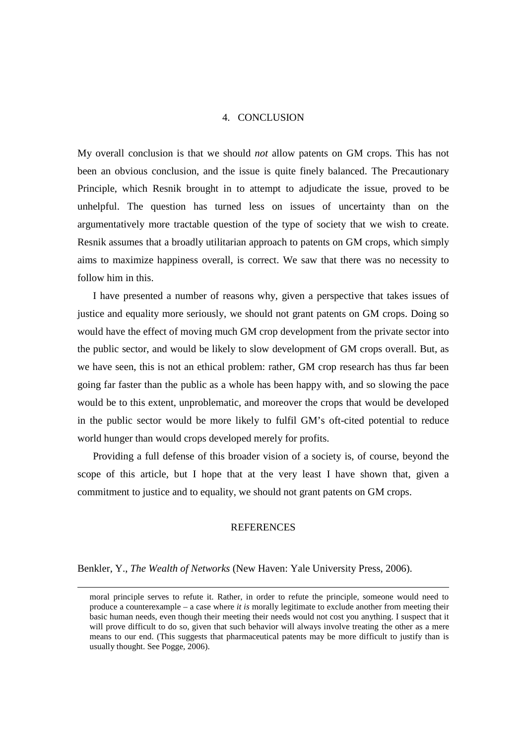## 4. CONCLUSION

My overall conclusion is that we should *not* allow patents on GM crops. This has not been an obvious conclusion, and the issue is quite finely balanced. The Precautionary Principle, which Resnik brought in to attempt to adjudicate the issue, proved to be unhelpful. The question has turned less on issues of uncertainty than on the argumentatively more tractable question of the type of society that we wish to create. Resnik assumes that a broadly utilitarian approach to patents on GM crops, which simply aims to maximize happiness overall, is correct. We saw that there was no necessity to follow him in this.

I have presented a number of reasons why, given a perspective that takes issues of justice and equality more seriously, we should not grant patents on GM crops. Doing so would have the effect of moving much GM crop development from the private sector into the public sector, and would be likely to slow development of GM crops overall. But, as we have seen, this is not an ethical problem: rather, GM crop research has thus far been going far faster than the public as a whole has been happy with, and so slowing the pace would be to this extent, unproblematic, and moreover the crops that would be developed in the public sector would be more likely to fulfil GM's oft-cited potential to reduce world hunger than would crops developed merely for profits.

Providing a full defense of this broader vision of a society is, of course, beyond the scope of this article, but I hope that at the very least I have shown that, given a commitment to justice and to equality, we should not grant patents on GM crops.

## REFERENCES

Benkler, Y., *The Wealth of Networks* (New Haven: Yale University Press, 2006).

moral principle serves to refute it. Rather, in order to refute the principle, someone would need to produce a counterexample – a case where *it is* morally legitimate to exclude another from meeting their basic human needs, even though their meeting their needs would not cost you anything. I suspect that it will prove difficult to do so, given that such behavior will always involve treating the other as a mere means to our end. (This suggests that pharmaceutical patents may be more difficult to justify than is usually thought. See Pogge, 2006).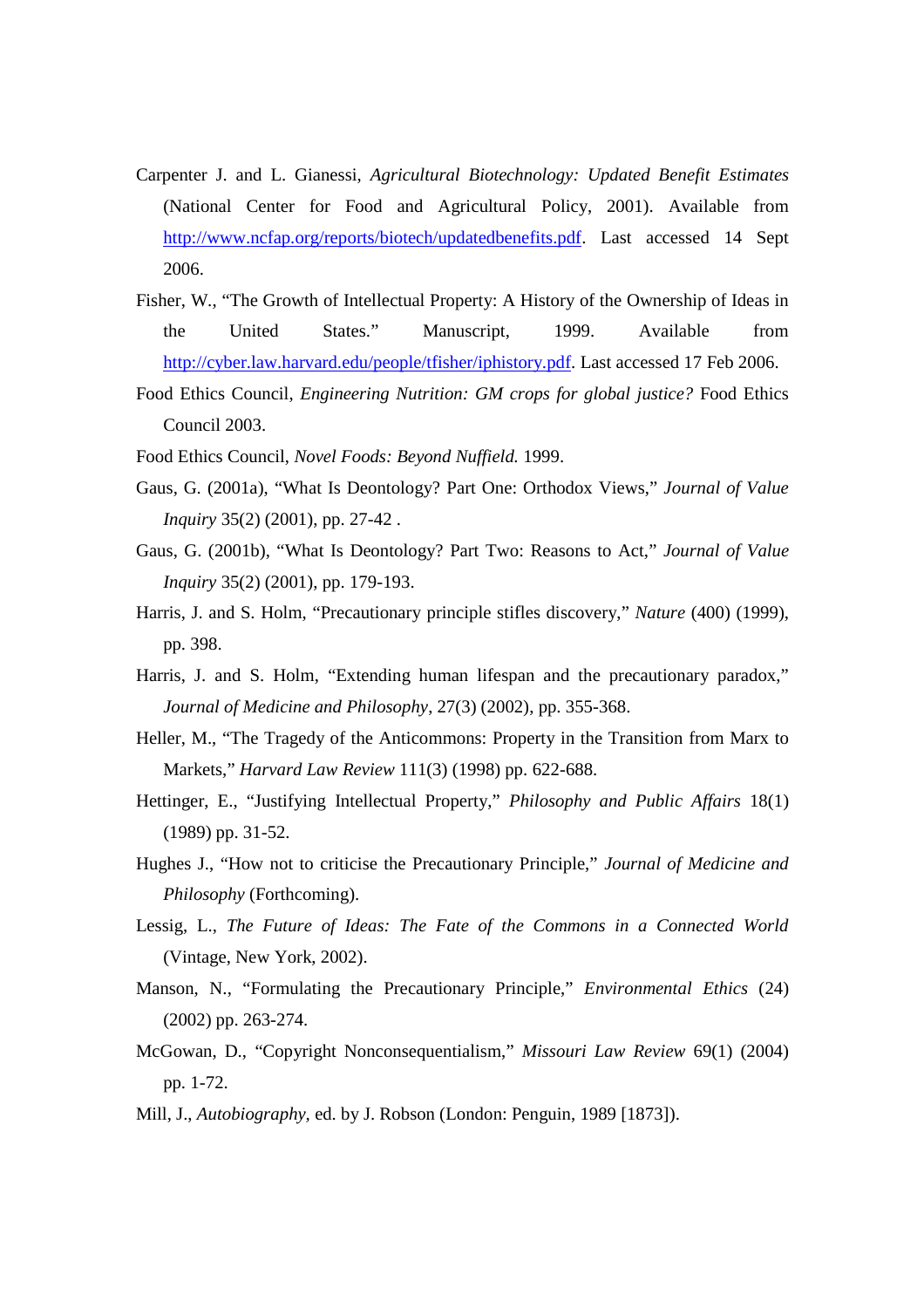Carpenter J. and L. Gianessi, *Agricultural Biotechnology: Updated Benefit Estimates* (National Center for Food and Agricultural Policy, 2001). Available from http://www.ncfap.org/reports/biotech/updatedbenefits.pdf. Last accessed 14 Sept 2006.

Fisher, W., "The Growth of Intellectual Property: A History of the Ownership of Ideas in the United States." Manuscript, 1999. Available from http://cyber.law.harvard.edu/people/tfisher/iphistory.pdf. Last accessed 17 Feb 2006.

Food Ethics Council, *Engineering Nutrition: GM crops for global justice?* Food Ethics Council 2003.

Food Ethics Council, *Novel Foods: Beyond Nuffield.* 1999.

Gaus, G. (2001a), "What Is Deontology? Part One: Orthodox Views," *Journal of Value Inquiry* 35(2) (2001), pp. 27-42 .

Gaus, G. (2001b), "What Is Deontology? Part Two: Reasons to Act," *Journal of Value Inquiry* 35(2) (2001), pp. 179-193.

Harris, J. and S. Holm, "Precautionary principle stifles discovery," *Nature* (400) (1999), pp. 398.

Harris, J. and S. Holm, "Extending human lifespan and the precautionary paradox," *Journal of Medicine and Philosophy*, 27(3) (2002), pp. 355-368.

Heller, M., "The Tragedy of the Anticommons: Property in the Transition from Marx to Markets," *Harvard Law Review* 111(3) (1998) pp. 622-688.

Hettinger, E., "Justifying Intellectual Property," *Philosophy and Public Affairs* 18(1) (1989) pp. 31-52.

Hughes J., "How not to criticise the Precautionary Principle," *Journal of Medicine and Philosophy* (Forthcoming).

Lessig, L., *The Future of Ideas: The Fate of the Commons in a Connected World* (Vintage, New York, 2002).

Manson, N., "Formulating the Precautionary Principle," *Environmental Ethics* (24) (2002) pp. 263-274.

McGowan, D., "Copyright Nonconsequentialism," *Missouri Law Review* 69(1) (2004) pp. 1-72.

Mill, J., *Autobiography*, ed. by J. Robson (London: Penguin, 1989 [1873]).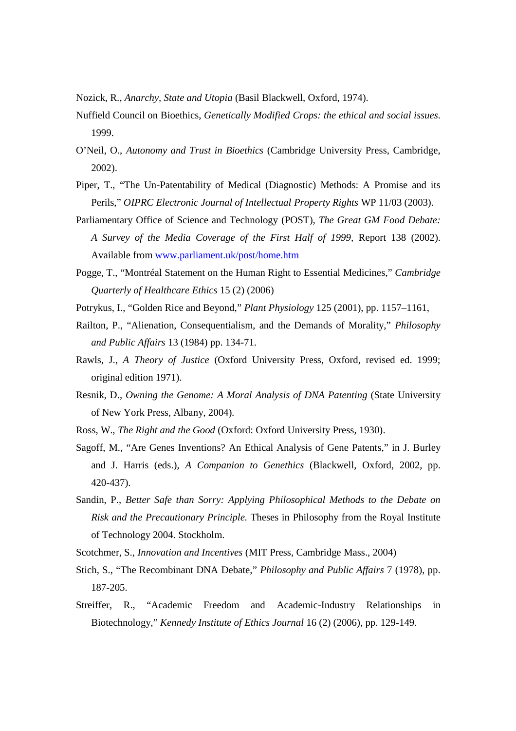Nozick, R., *Anarchy, State and Utopia* (Basil Blackwell, Oxford, 1974).

Nuffield Council on Bioethics, *Genetically Modified Crops: the ethical and social issues.* 1999.

O'Neil, O., *Autonomy and Trust in Bioethics* (Cambridge University Press, Cambridge, 2002).

Piper, T., "The Un-Patentability of Medical (Diagnostic) Methods: A Promise and its Perils," *OIPRC Electronic Journal of Intellectual Property Rights* WP 11/03 (2003).

Parliamentary Office of Science and Technology (POST), *The Great GM Food Debate: A Survey of the Media Coverage of the First Half of 1999,* Report 138 (2002). Available from [www.parliament.uk/post/home.htm](www.parliament.uk/post/home.htm)

Pogge, T., "Montréal Statement on the Human Right to Essential Medicines," *Cambridge Quarterly of Healthcare Ethics* 15 (2) (2006)

Potrykus, I., "Golden Rice and Beyond," *Plant Physiology* 125 (2001), pp. 1157–1161,

Railton, P., "Alienation, Consequentialism, and the Demands of Morality," *Philosophy and Public Affairs* 13 (1984) pp. 134-71.

Rawls, J., *A Theory of Justice* (Oxford University Press, Oxford, revised ed. 1999; original edition 1971).

Resnik, D., *Owning the Genome: A Moral Analysis of DNA Patenting* (State University of New York Press, Albany, 2004).

Ross, W., *The Right and the Good* (Oxford: Oxford University Press, 1930).

Sagoff, M., "Are Genes Inventions? An Ethical Analysis of Gene Patents," in J. Burley and J. Harris (eds.), *A Companion to Genethics* (Blackwell, Oxford, 2002, pp. 420-437).

Sandin, P., *Better Safe than Sorry: Applying Philosophical Methods to the Debate on Risk and the Precautionary Principle.* Theses in Philosophy from the Royal Institute of Technology 2004. Stockholm.

Scotchmer, S., *Innovation and Incentives* (MIT Press, Cambridge Mass., 2004)

Stich, S., "The Recombinant DNA Debate," *Philosophy and Public Affairs* 7 (1978), pp. 187-205.

Streiffer, R., "Academic Freedom and Academic-Industry Relationships in Biotechnology," *Kennedy Institute of Ethics Journal* 16 (2) (2006), pp. 129-149.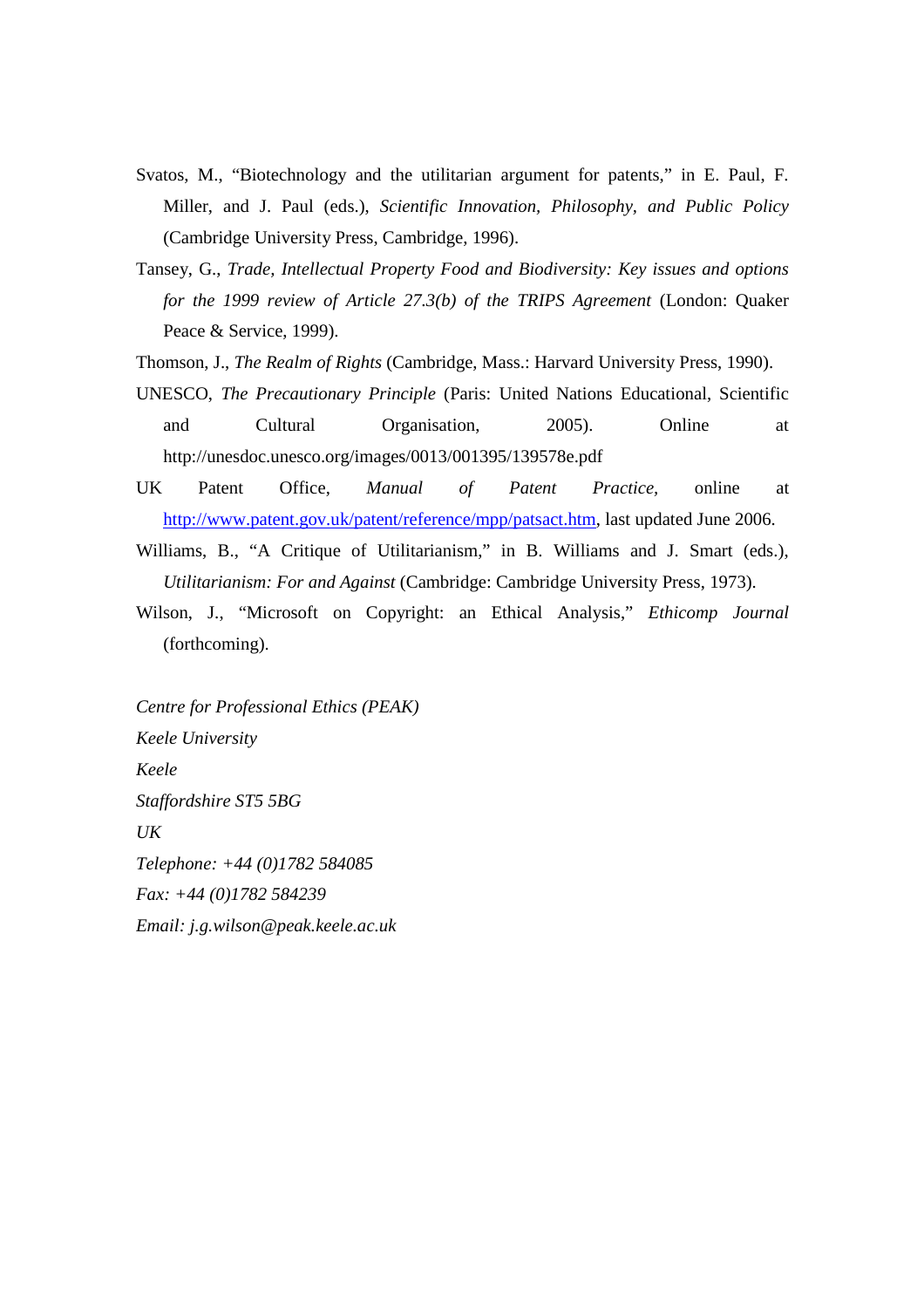Svatos, M., "Biotechnology and the utilitarian argument for patents," in E. Paul, F. Miller, and J. Paul (eds.), *Scientific Innovation, Philosophy, and Public Policy* (Cambridge University Press, Cambridge, 1996).

Tansey, G., *Trade, Intellectual Property Food and Biodiversity: Key issues and options for the 1999 review of Article 27.3(b) of the TRIPS Agreement* (London: Quaker Peace & Service, 1999).

Thomson, J., *The Realm of Rights* (Cambridge, Mass.: Harvard University Press, 1990).

UNESCO, *The Precautionary Principle* (Paris: United Nations Educational, Scientific and Cultural Organisation, 2005). Online at http://unesdoc.unesco.org/images/0013/001395/139578e.pdf

UK Patent Office, *Manual of Patent Practice,* online at http://www.patent.gov.uk/patent/reference/mpp/patsact.htm, last updated June 2006.

Williams, B., "A Critique of Utilitarianism," in B. Williams and J. Smart (eds.), *Utilitarianism: For and Against* (Cambridge: Cambridge University Press, 1973).

Wilson, J., "Microsoft on Copyright: an Ethical Analysis," *Ethicomp Journal* (forthcoming).

*Centre for Professional Ethics (PEAK)*
*Keele University*
*Keele*
*Staffordshire ST5 5BG*
*UK*
*Telephone: +44 (0)1782 584085*
*Fax: +44 (0)1782 584239*
*Email: j.g.wilson@peak.keele.ac.uk*